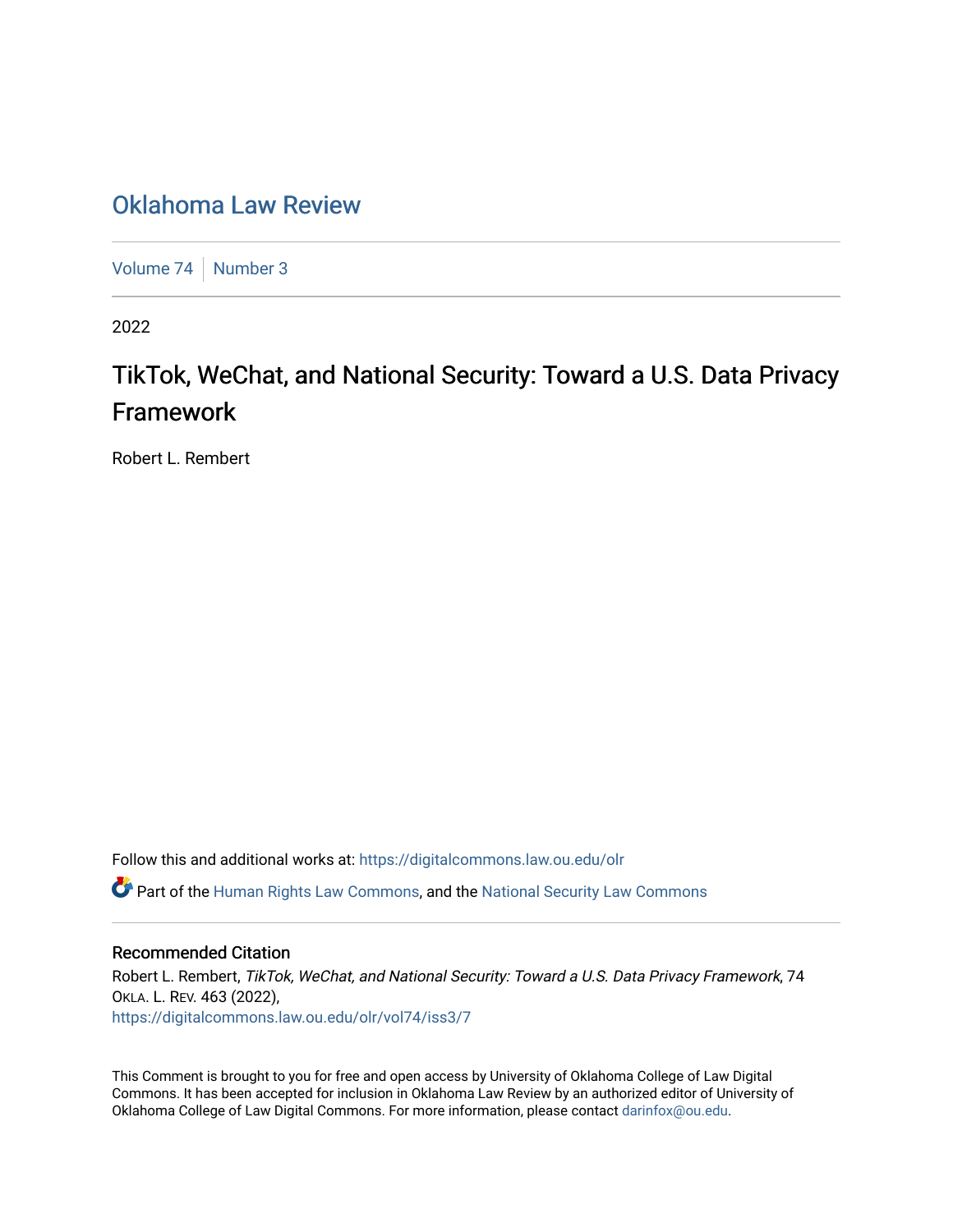# Oklahoma Law Review

Volume 74 | Number 3

2022

## TikTok, WeChat, and National Security: Toward a U.S. Data Privacy Framework

Robert L. Rembert

Follow this and additional works at: https://digitalcommons.law.ou.edu/olr

Part of the Human Rights Law Commons, and the National Security Law Commons

### Recommended Citation

Robert L. Rembert, *TikTok, WeChat, and National Security: Toward a U.S. Data Privacy Framework*, 74 OKLA. L. REV. 463 (2022),
https://digitalcommons.law.ou.edu/olr/vol74/iss3/7

This Comment is brought to you for free and open access by University of Oklahoma College of Law Digital Commons. It has been accepted for inclusion in Oklahoma Law Review by an authorized editor of University of Oklahoma College of Law Digital Commons. For more information, please contact darinfox@ou.edu.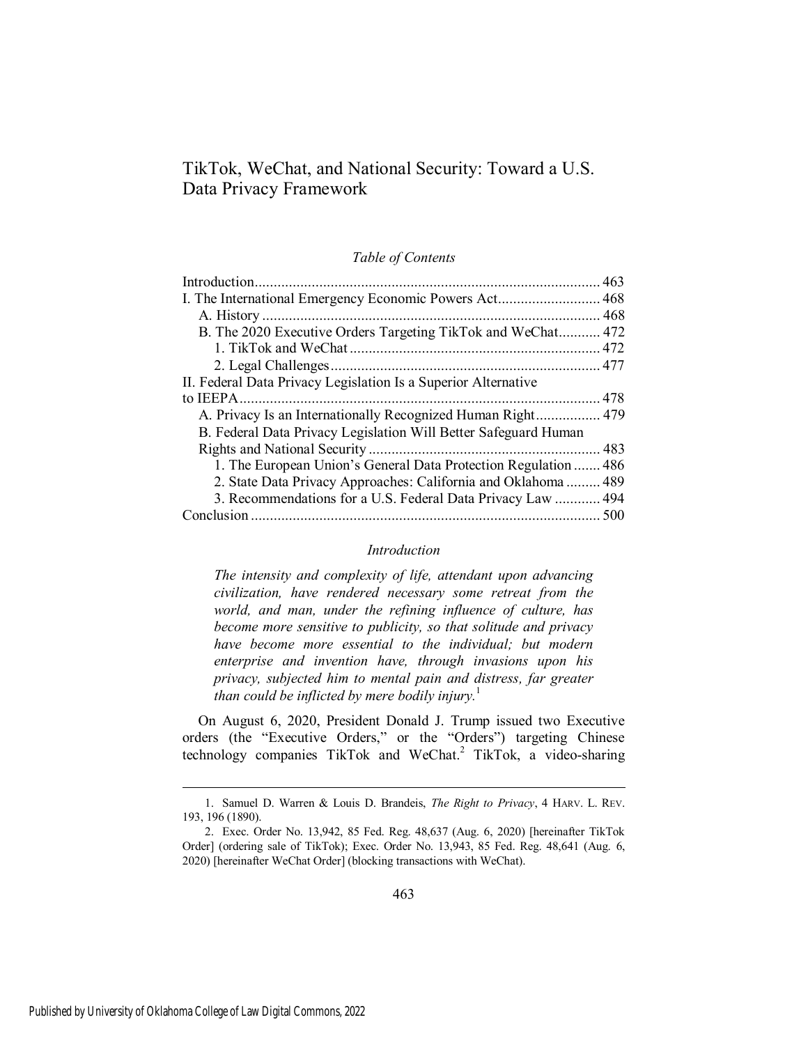# TikTok, WeChat, and National Security: Toward a U.S. Data Privacy Framework

*Table of Contents*

| | |
|---|---|
| Introduction | 463 |
| I. The International Emergency Economic Powers Act | 468 |
| A. History | 468 |
| B. The 2020 Executive Orders Targeting TikTok and WeChat | 472 |
| 1. TikTok and WeChat | 472 |
| 2. Legal Challenges | 477 |
| II. Federal Data Privacy Legislation Is a Superior Alternative to IEEPA | 478 |
| A. Privacy Is an Internationally Recognized Human Right | 479 |
| B. Federal Data Privacy Legislation Will Better Safeguard Human Rights and National Security | 483 |
| 1. The European Union's General Data Protection Regulation | 486 |
| 2. State Data Privacy Approaches: California and Oklahoma | 489 |
| 3. Recommendations for a U.S. Federal Data Privacy Law | 494 |
| Conclusion | 500 |

## *Introduction*

> *The intensity and complexity of life, attendant upon advancing civilization, have rendered necessary some retreat from the world, and man, under the refining influence of culture, has become more sensitive to publicity, so that solitude and privacy have become more essential to the individual; but modern enterprise and invention have, through invasions upon his privacy, subjected him to mental pain and distress, far greater than could be inflicted by mere bodily injury.*[1]

On August 6, 2020, President Donald J. Trump issued two Executive orders (the "Executive Orders," or the "Orders") targeting Chinese technology companies TikTok and WeChat.[2] TikTok, a video-sharing

---

1. Samuel D. Warren & Louis D. Brandeis, *The Right to Privacy*, 4 HARV. L. REV. 193, 196 (1890).

2. Exec. Order No. 13,942, 85 Fed. Reg. 48,637 (Aug. 6, 2020) [hereinafter TikTok Order] (ordering sale of TikTok); Exec. Order No. 13,943, 85 Fed. Reg. 48,641 (Aug. 6, 2020) [hereinafter WeChat Order] (blocking transactions with WeChat).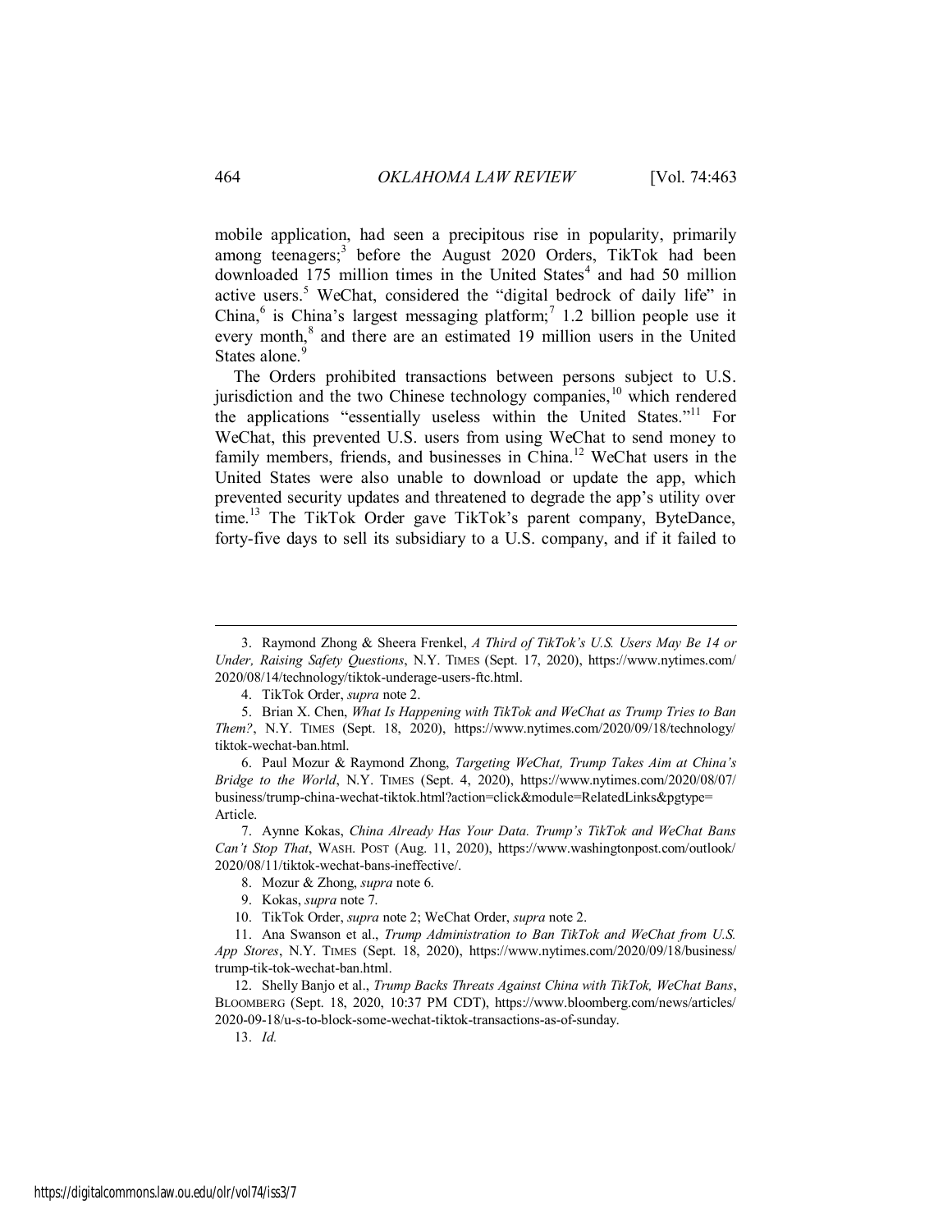mobile application, had seen a precipitous rise in popularity, primarily among teenagers;[3] before the August 2020 Orders, TikTok had been downloaded 175 million times in the United States[4] and had 50 million active users.[5] WeChat, considered the "digital bedrock of daily life" in China,[6] is China's largest messaging platform;[7] 1.2 billion people use it every month,[8] and there are an estimated 19 million users in the United States alone.[9]

The Orders prohibited transactions between persons subject to U.S. jurisdiction and the two Chinese technology companies,[10] which rendered the applications "essentially useless within the United States."[11] For WeChat, this prevented U.S. users from using WeChat to send money to family members, friends, and businesses in China.[12] WeChat users in the United States were also unable to download or update the app, which prevented security updates and threatened to degrade the app's utility over time.[13] The TikTok Order gave TikTok's parent company, ByteDance, forty-five days to sell its subsidiary to a U.S. company, and if it failed to

---

3. Raymond Zhong & Sheera Frenkel, *A Third of TikTok's U.S. Users May Be 14 or Under, Raising Safety Questions*, N.Y. TIMES (Sept. 17, 2020), https://www.nytimes.com/2020/08/14/technology/tiktok-underage-users-ftc.html.

4. TikTok Order, *supra* note 2.

5. Brian X. Chen, *What Is Happening with TikTok and WeChat as Trump Tries to Ban Them?*, N.Y. TIMES (Sept. 18, 2020), https://www.nytimes.com/2020/09/18/technology/tiktok-wechat-ban.html.

6. Paul Mozur & Raymond Zhong, *Targeting WeChat, Trump Takes Aim at China's Bridge to the World*, N.Y. TIMES (Sept. 4, 2020), https://www.nytimes.com/2020/08/07/business/trump-china-wechat-tiktok.html?action=click&module=RelatedLinks&pgtype=Article.

7. Aynne Kokas, *China Already Has Your Data. Trump's TikTok and WeChat Bans Can't Stop That*, WASH. POST (Aug. 11, 2020), https://www.washingtonpost.com/outlook/2020/08/11/tiktok-wechat-bans-ineffective/.

8. Mozur & Zhong, *supra* note 6.

9. Kokas, *supra* note 7.

10. TikTok Order, *supra* note 2; WeChat Order, *supra* note 2.

11. Ana Swanson et al., *Trump Administration to Ban TikTok and WeChat from U.S. App Stores*, N.Y. TIMES (Sept. 18, 2020), https://www.nytimes.com/2020/09/18/business/trump-tik-tok-wechat-ban.html.

12. Shelly Banjo et al., *Trump Backs Threats Against China with TikTok, WeChat Bans*, BLOOMBERG (Sept. 18, 2020, 10:37 PM CDT), https://www.bloomberg.com/news/articles/2020-09-18/u-s-to-block-some-wechat-tiktok-transactions-as-of-sunday.

13. *Id.*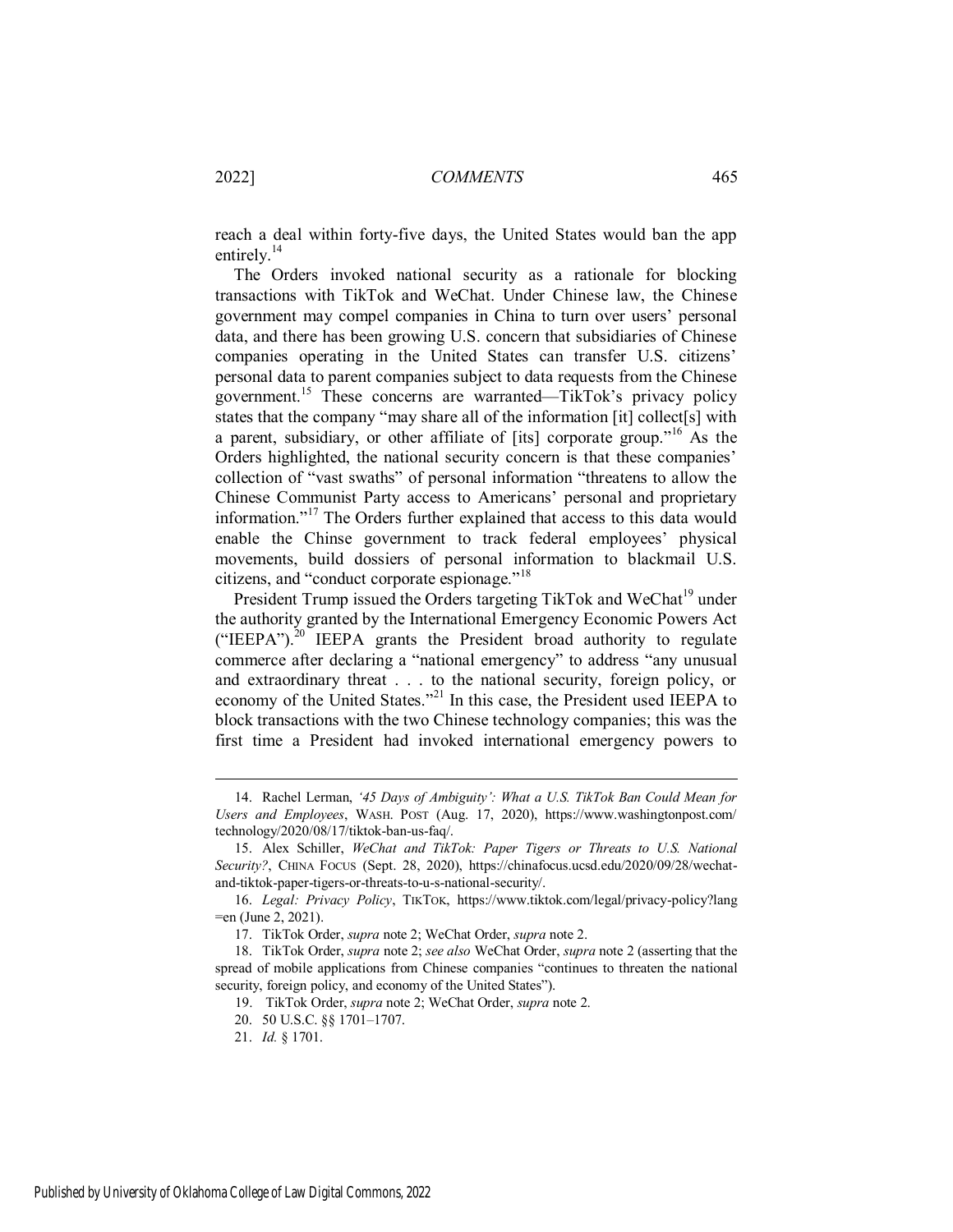reach a deal within forty-five days, the United States would ban the app entirely.[14]

The Orders invoked national security as a rationale for blocking transactions with TikTok and WeChat. Under Chinese law, the Chinese government may compel companies in China to turn over users' personal data, and there has been growing U.S. concern that subsidiaries of Chinese companies operating in the United States can transfer U.S. citizens' personal data to parent companies subject to data requests from the Chinese government.[15] These concerns are warranted—TikTok's privacy policy states that the company "may share all of the information [it] collect[s] with a parent, subsidiary, or other affiliate of [its] corporate group."[16] As the Orders highlighted, the national security concern is that these companies' collection of "vast swaths" of personal information "threatens to allow the Chinese Communist Party access to Americans' personal and proprietary information."[17] The Orders further explained that access to this data would enable the Chinse government to track federal employees' physical movements, build dossiers of personal information to blackmail U.S. citizens, and "conduct corporate espionage."[18]

President Trump issued the Orders targeting TikTok and WeChat[19] under the authority granted by the International Emergency Economic Powers Act ("IEEPA").[20] IEEPA grants the President broad authority to regulate commerce after declaring a "national emergency" to address "any unusual and extraordinary threat . . . to the national security, foreign policy, or economy of the United States."[21] In this case, the President used IEEPA to block transactions with the two Chinese technology companies; this was the first time a President had invoked international emergency powers to

---

14. Rachel Lerman, *'45 Days of Ambiguity': What a U.S. TikTok Ban Could Mean for Users and Employees*, WASH. POST (Aug. 17, 2020), https://www.washingtonpost.com/technology/2020/08/17/tiktok-ban-us-faq/.

15. Alex Schiller, *WeChat and TikTok: Paper Tigers or Threats to U.S. National Security?*, CHINA FOCUS (Sept. 28, 2020), https://chinafocus.ucsd.edu/2020/09/28/wechat-and-tiktok-paper-tigers-or-threats-to-u-s-national-security/.

16. *Legal: Privacy Policy*, TIKTOK, https://www.tiktok.com/legal/privacy-policy?lang=en (June 2, 2021).

17. TikTok Order, *supra* note 2; WeChat Order, *supra* note 2.

18. TikTok Order, *supra* note 2; *see also* WeChat Order, *supra* note 2 (asserting that the spread of mobile applications from Chinese companies "continues to threaten the national security, foreign policy, and economy of the United States").

19. TikTok Order, *supra* note 2; WeChat Order, *supra* note 2.

20. 50 U.S.C. §§ 1701–1707.

21. *Id.* § 1701.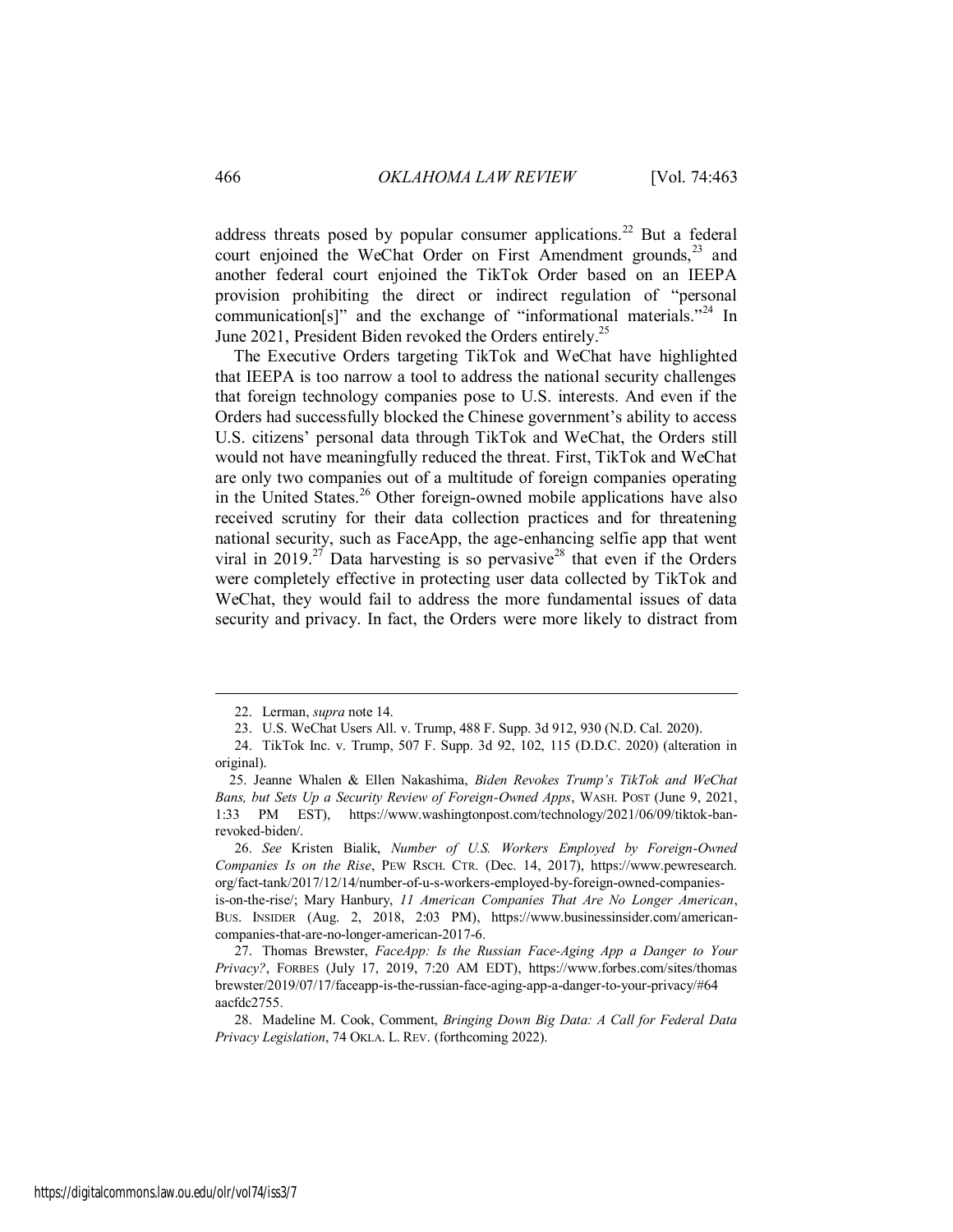address threats posed by popular consumer applications.[22] But a federal court enjoined the WeChat Order on First Amendment grounds,[23] and another federal court enjoined the TikTok Order based on an IEEPA provision prohibiting the direct or indirect regulation of "personal communication[s]" and the exchange of "informational materials."[24] In June 2021, President Biden revoked the Orders entirely.[25]

The Executive Orders targeting TikTok and WeChat have highlighted that IEEPA is too narrow a tool to address the national security challenges that foreign technology companies pose to U.S. interests. And even if the Orders had successfully blocked the Chinese government's ability to access U.S. citizens' personal data through TikTok and WeChat, the Orders still would not have meaningfully reduced the threat. First, TikTok and WeChat are only two companies out of a multitude of foreign companies operating in the United States.[26] Other foreign-owned mobile applications have also received scrutiny for their data collection practices and for threatening national security, such as FaceApp, the age-enhancing selfie app that went viral in 2019.[27] Data harvesting is so pervasive[28] that even if the Orders were completely effective in protecting user data collected by TikTok and WeChat, they would fail to address the more fundamental issues of data security and privacy. In fact, the Orders were more likely to distract from

---

22. Lerman, *supra* note 14.

23. U.S. WeChat Users All. v. Trump, 488 F. Supp. 3d 912, 930 (N.D. Cal. 2020).

24. TikTok Inc. v. Trump, 507 F. Supp. 3d 92, 102, 115 (D.D.C. 2020) (alteration in original).

25. Jeanne Whalen & Ellen Nakashima, *Biden Revokes Trump's TikTok and WeChat Bans, but Sets Up a Security Review of Foreign-Owned Apps*, WASH. POST (June 9, 2021, 1:33 PM EST), https://www.washingtonpost.com/technology/2021/06/09/tiktok-ban-revoked-biden/.

26. *See* Kristen Bialik, *Number of U.S. Workers Employed by Foreign-Owned Companies Is on the Rise*, PEW RSCH. CTR. (Dec. 14, 2017), https://www.pewresearch.org/fact-tank/2017/12/14/number-of-u-s-workers-employed-by-foreign-owned-companies-is-on-the-rise/; Mary Hanbury, *11 American Companies That Are No Longer American*, BUS. INSIDER (Aug. 2, 2018, 2:03 PM), https://www.businessinsider.com/american-companies-that-are-no-longer-american-2017-6.

27. Thomas Brewster, *FaceApp: Is the Russian Face-Aging App a Danger to Your Privacy?*, FORBES (July 17, 2019, 7:20 AM EDT), https://www.forbes.com/sites/thomasbrewster/2019/07/17/faceapp-is-the-russian-face-aging-app-a-danger-to-your-privacy/#64aacfdc2755.

28. Madeline M. Cook, Comment, *Bringing Down Big Data: A Call for Federal Data Privacy Legislation*, 74 OKLA. L. REV. (forthcoming 2022).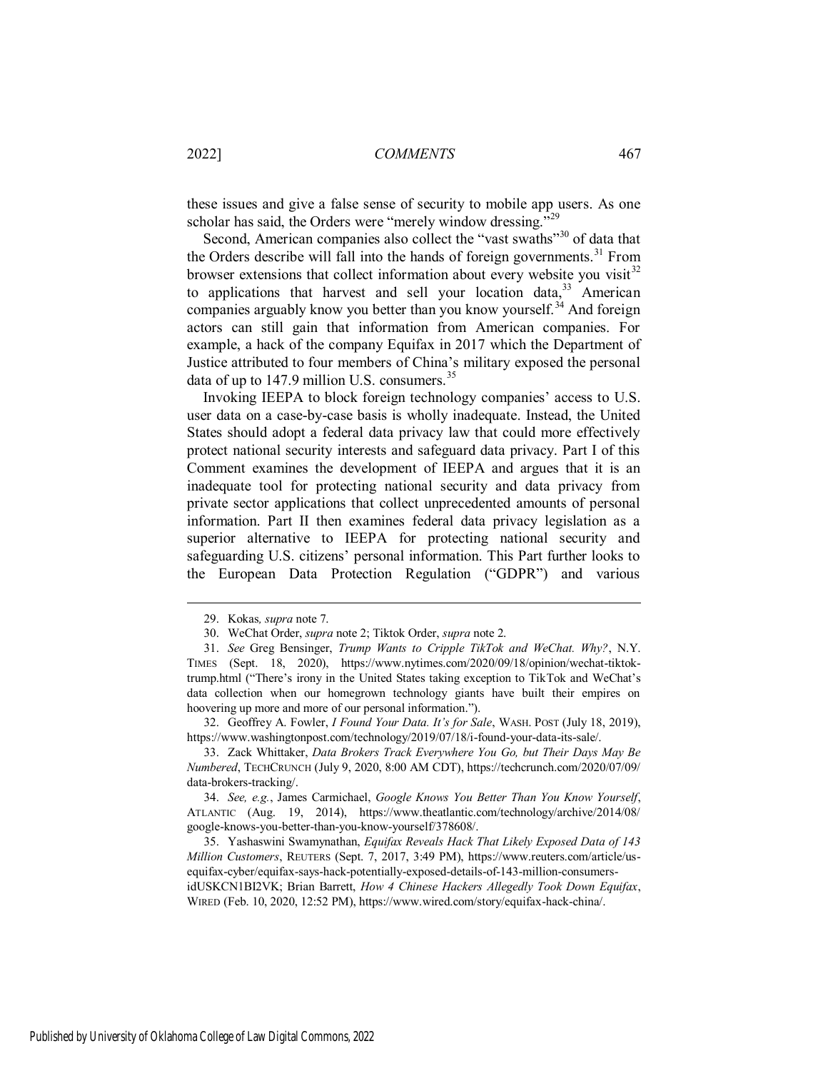these issues and give a false sense of security to mobile app users. As one scholar has said, the Orders were "merely window dressing."[29]

Second, American companies also collect the "vast swaths"[30] of data that the Orders describe will fall into the hands of foreign governments.[31] From browser extensions that collect information about every website you visit[32] to applications that harvest and sell your location data,[33] American companies arguably know you better than you know yourself.[34] And foreign actors can still gain that information from American companies. For example, a hack of the company Equifax in 2017 which the Department of Justice attributed to four members of China's military exposed the personal data of up to 147.9 million U.S. consumers.[35]

Invoking IEEPA to block foreign technology companies' access to U.S. user data on a case-by-case basis is wholly inadequate. Instead, the United States should adopt a federal data privacy law that could more effectively protect national security interests and safeguard data privacy. Part I of this Comment examines the development of IEEPA and argues that it is an inadequate tool for protecting national security and data privacy from private sector applications that collect unprecedented amounts of personal information. Part II then examines federal data privacy legislation as a superior alternative to IEEPA for protecting national security and safeguarding U.S. citizens' personal information. This Part further looks to the European Data Protection Regulation ("GDPR") and various

---

29. Kokas*, supra* note 7.

30. WeChat Order, *supra* note 2; Tiktok Order, *supra* note 2.

31. *See* Greg Bensinger, *Trump Wants to Cripple TikTok and WeChat. Why?*, N.Y. TIMES (Sept. 18, 2020), https://www.nytimes.com/2020/09/18/opinion/wechat-tiktok-trump.html ("There's irony in the United States taking exception to TikTok and WeChat's data collection when our homegrown technology giants have built their empires on hoovering up more and more of our personal information.").

32. Geoffrey A. Fowler, *I Found Your Data. It's for Sale*, WASH. POST (July 18, 2019), https://www.washingtonpost.com/technology/2019/07/18/i-found-your-data-its-sale/.

33. Zack Whittaker, *Data Brokers Track Everywhere You Go, but Their Days May Be Numbered*, TECHCRUNCH (July 9, 2020, 8:00 AM CDT), https://techcrunch.com/2020/07/09/data-brokers-tracking/.

34. *See, e.g.*, James Carmichael, *Google Knows You Better Than You Know Yourself*, ATLANTIC (Aug. 19, 2014), https://www.theatlantic.com/technology/archive/2014/08/google-knows-you-better-than-you-know-yourself/378608/.

35. Yashaswini Swamynathan, *Equifax Reveals Hack That Likely Exposed Data of 143 Million Customers*, REUTERS (Sept. 7, 2017, 3:49 PM), https://www.reuters.com/article/us-equifax-cyber/equifax-says-hack-potentially-exposed-details-of-143-million-consumers-idUSKCN1BI2VK; Brian Barrett, *How 4 Chinese Hackers Allegedly Took Down Equifax*, WIRED (Feb. 10, 2020, 12:52 PM), https://www.wired.com/story/equifax-hack-china/.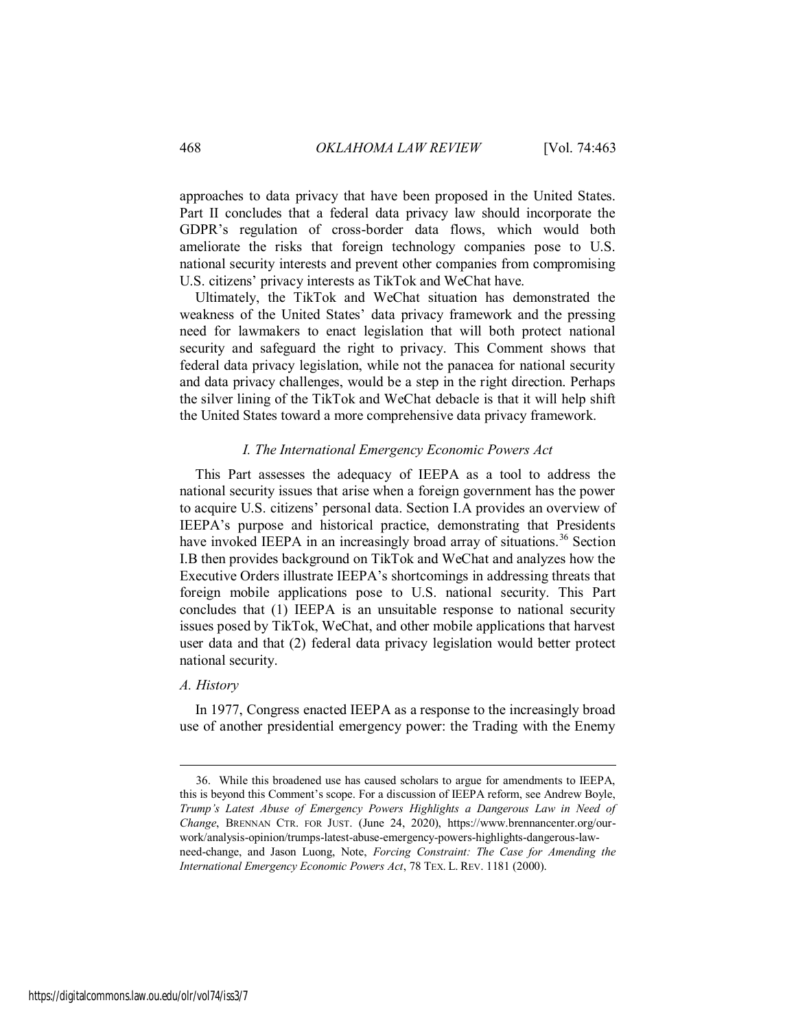approaches to data privacy that have been proposed in the United States. Part II concludes that a federal data privacy law should incorporate the GDPR's regulation of cross-border data flows, which would both ameliorate the risks that foreign technology companies pose to U.S. national security interests and prevent other companies from compromising U.S. citizens' privacy interests as TikTok and WeChat have.

Ultimately, the TikTok and WeChat situation has demonstrated the weakness of the United States' data privacy framework and the pressing need for lawmakers to enact legislation that will both protect national security and safeguard the right to privacy. This Comment shows that federal data privacy legislation, while not the panacea for national security and data privacy challenges, would be a step in the right direction. Perhaps the silver lining of the TikTok and WeChat debacle is that it will help shift the United States toward a more comprehensive data privacy framework.

### *I. The International Emergency Economic Powers Act*

This Part assesses the adequacy of IEEPA as a tool to address the national security issues that arise when a foreign government has the power to acquire U.S. citizens' personal data. Section I.A provides an overview of IEEPA's purpose and historical practice, demonstrating that Presidents have invoked IEEPA in an increasingly broad array of situations.[36] Section I.B then provides background on TikTok and WeChat and analyzes how the Executive Orders illustrate IEEPA's shortcomings in addressing threats that foreign mobile applications pose to U.S. national security. This Part concludes that (1) IEEPA is an unsuitable response to national security issues posed by TikTok, WeChat, and other mobile applications that harvest user data and that (2) federal data privacy legislation would better protect national security.

#### *A. History*

In 1977, Congress enacted IEEPA as a response to the increasingly broad use of another presidential emergency power: the Trading with the Enemy

---

36. While this broadened use has caused scholars to argue for amendments to IEEPA, this is beyond this Comment's scope. For a discussion of IEEPA reform, see Andrew Boyle, *Trump's Latest Abuse of Emergency Powers Highlights a Dangerous Law in Need of Change*, BRENNAN CTR. FOR JUST. (June 24, 2020), https://www.brennancenter.org/our-work/analysis-opinion/trumps-latest-abuse-emergency-powers-highlights-dangerous-law-need-change, and Jason Luong, Note, *Forcing Constraint: The Case for Amending the International Emergency Economic Powers Act*, 78 TEX. L. REV. 1181 (2000).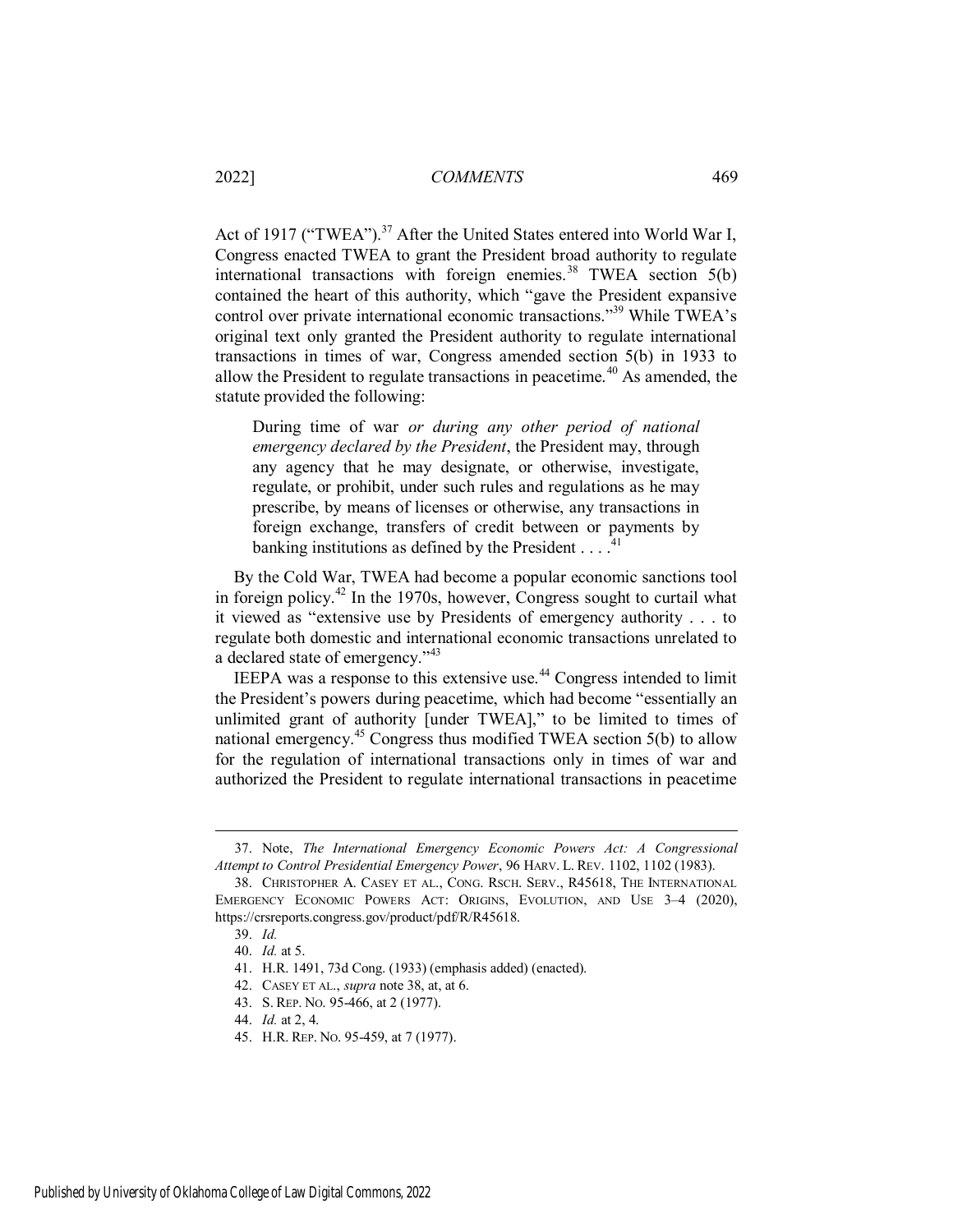Act of 1917 ("TWEA").[37] After the United States entered into World War I, Congress enacted TWEA to grant the President broad authority to regulate international transactions with foreign enemies.[38] TWEA section 5(b) contained the heart of this authority, which "gave the President expansive control over private international economic transactions."[39] While TWEA's original text only granted the President authority to regulate international transactions in times of war, Congress amended section 5(b) in 1933 to allow the President to regulate transactions in peacetime.[40] As amended, the statute provided the following:

> During time of war *or during any other period of national emergency declared by the President*, the President may, through any agency that he may designate, or otherwise, investigate, regulate, or prohibit, under such rules and regulations as he may prescribe, by means of licenses or otherwise, any transactions in foreign exchange, transfers of credit between or payments by banking institutions as defined by the President . . . .[41]

By the Cold War, TWEA had become a popular economic sanctions tool in foreign policy.[42] In the 1970s, however, Congress sought to curtail what it viewed as "extensive use by Presidents of emergency authority . . . to regulate both domestic and international economic transactions unrelated to a declared state of emergency."[43]

IEEPA was a response to this extensive use.[44] Congress intended to limit the President's powers during peacetime, which had become "essentially an unlimited grant of authority [under TWEA]," to be limited to times of national emergency.[45] Congress thus modified TWEA section 5(b) to allow for the regulation of international transactions only in times of war and authorized the President to regulate international transactions in peacetime

---

37. Note, *The International Emergency Economic Powers Act: A Congressional Attempt to Control Presidential Emergency Power*, 96 HARV. L. REV. 1102, 1102 (1983).

38. CHRISTOPHER A. CASEY ET AL., CONG. RSCH. SERV., R45618, THE INTERNATIONAL EMERGENCY ECONOMIC POWERS ACT: ORIGINS, EVOLUTION, AND USE 3–4 (2020), https://crsreports.congress.gov/product/pdf/R/R45618.

39. *Id.*

40. *Id.* at 5.

41. H.R. 1491, 73d Cong. (1933) (emphasis added) (enacted).

42. CASEY ET AL., *supra* note 38, at, at 6.

43. S. REP. NO. 95-466, at 2 (1977).

44. *Id.* at 2, 4.

45. H.R. REP. NO. 95-459, at 7 (1977).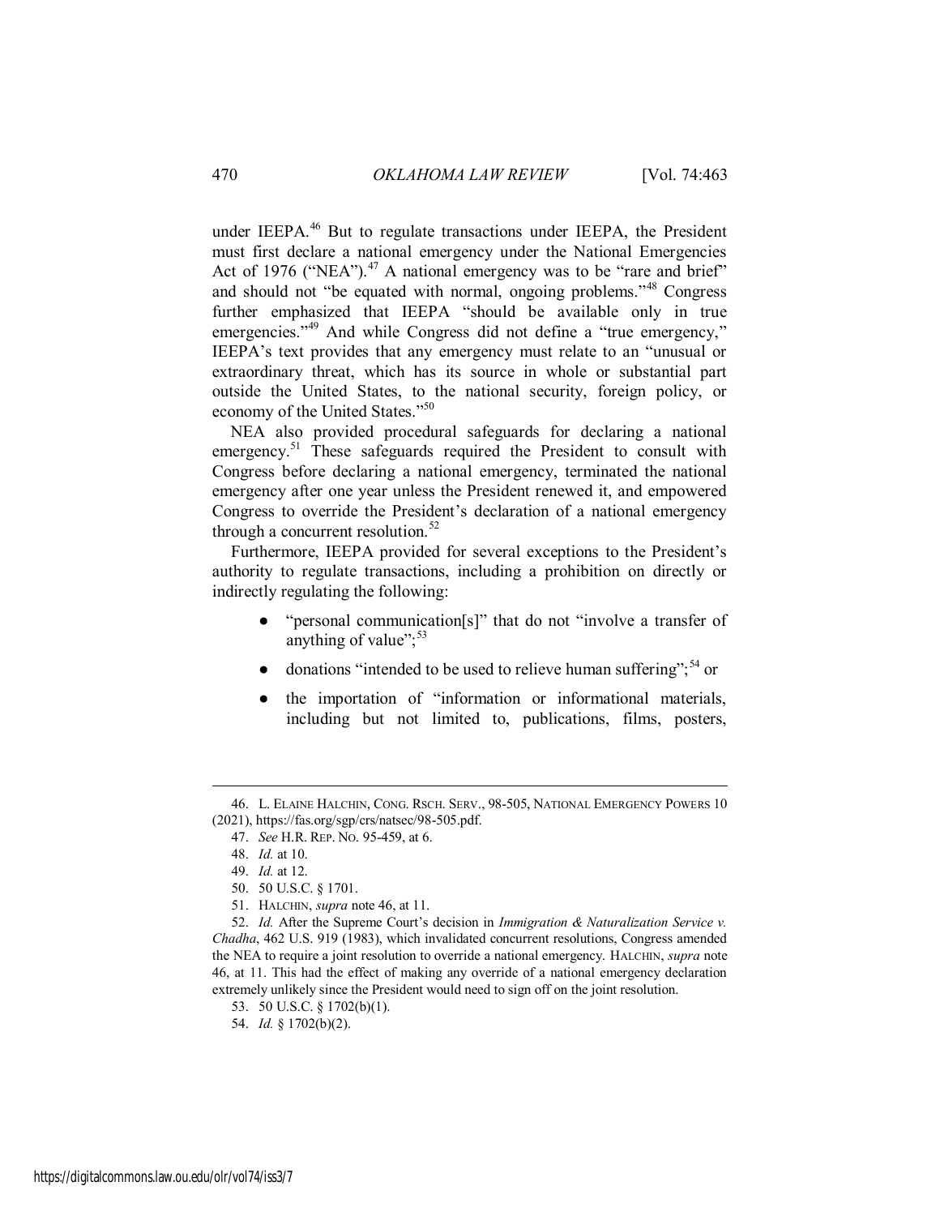under IEEPA.[46] But to regulate transactions under IEEPA, the President must first declare a national emergency under the National Emergencies Act of 1976 ("NEA").[47] A national emergency was to be "rare and brief" and should not "be equated with normal, ongoing problems."[48] Congress further emphasized that IEEPA "should be available only in true emergencies."[49] And while Congress did not define a "true emergency," IEEPA's text provides that any emergency must relate to an "unusual or extraordinary threat, which has its source in whole or substantial part outside the United States, to the national security, foreign policy, or economy of the United States."[50]

NEA also provided procedural safeguards for declaring a national emergency.[51] These safeguards required the President to consult with Congress before declaring a national emergency, terminated the national emergency after one year unless the President renewed it, and empowered Congress to override the President's declaration of a national emergency through a concurrent resolution.[52]

Furthermore, IEEPA provided for several exceptions to the President's authority to regulate transactions, including a prohibition on directly or indirectly regulating the following:

- "personal communication[s]" that do not "involve a transfer of anything of value";[53]
- donations "intended to be used to relieve human suffering";[54] or
- the importation of "information or informational materials, including but not limited to, publications, films, posters,

---

46. L. ELAINE HALCHIN, CONG. RSCH. SERV., 98-505, NATIONAL EMERGENCY POWERS 10 (2021), https://fas.org/sgp/crs/natsec/98-505.pdf.

47. *See* H.R. REP. NO. 95-459, at 6.

48. *Id.* at 10.

49. *Id.* at 12.

50. 50 U.S.C. § 1701.

51. HALCHIN, *supra* note 46, at 11.

52. *Id.* After the Supreme Court's decision in *Immigration & Naturalization Service v. Chadha*, 462 U.S. 919 (1983), which invalidated concurrent resolutions, Congress amended the NEA to require a joint resolution to override a national emergency. HALCHIN, *supra* note 46, at 11. This had the effect of making any override of a national emergency declaration extremely unlikely since the President would need to sign off on the joint resolution.

53. 50 U.S.C. § 1702(b)(1).

54. *Id.* § 1702(b)(2).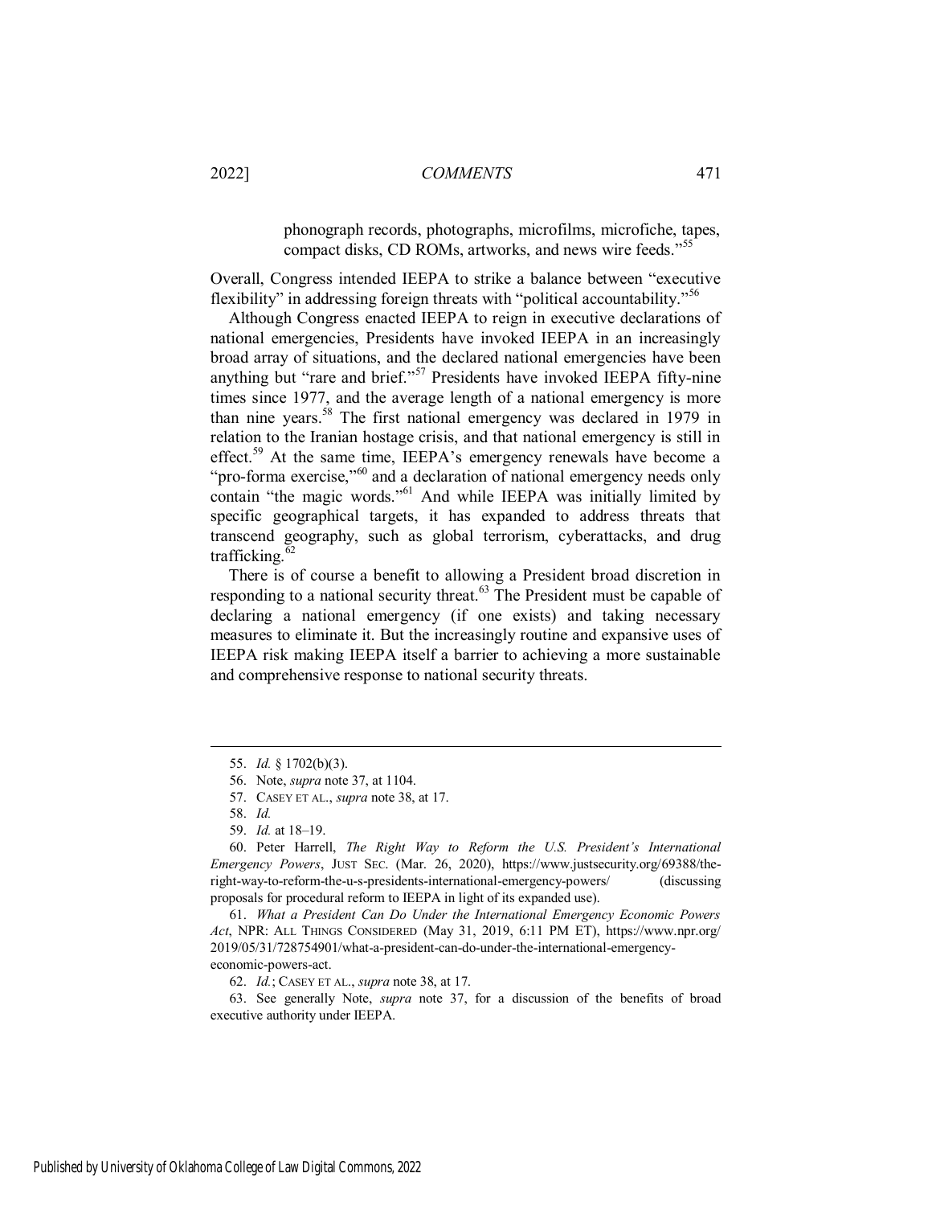phonograph records, photographs, microfilms, microfiche, tapes, compact disks, CD ROMs, artworks, and news wire feeds."[55]

Overall, Congress intended IEEPA to strike a balance between "executive flexibility" in addressing foreign threats with "political accountability."[56]

Although Congress enacted IEEPA to reign in executive declarations of national emergencies, Presidents have invoked IEEPA in an increasingly broad array of situations, and the declared national emergencies have been anything but "rare and brief."[57] Presidents have invoked IEEPA fifty-nine times since 1977, and the average length of a national emergency is more than nine years.[58] The first national emergency was declared in 1979 in relation to the Iranian hostage crisis, and that national emergency is still in effect.[59] At the same time, IEEPA's emergency renewals have become a "pro-forma exercise,"[60] and a declaration of national emergency needs only contain "the magic words."[61] And while IEEPA was initially limited by specific geographical targets, it has expanded to address threats that transcend geography, such as global terrorism, cyberattacks, and drug trafficking.[62]

There is of course a benefit to allowing a President broad discretion in responding to a national security threat.[63] The President must be capable of declaring a national emergency (if one exists) and taking necessary measures to eliminate it. But the increasingly routine and expansive uses of IEEPA risk making IEEPA itself a barrier to achieving a more sustainable and comprehensive response to national security threats.

---

55. *Id.* § 1702(b)(3).

56. Note, *supra* note 37, at 1104.

57. CASEY ET AL., *supra* note 38, at 17.

58. *Id.*

59. *Id.* at 18–19.

60. Peter Harrell, *The Right Way to Reform the U.S. President's International Emergency Powers*, JUST SEC. (Mar. 26, 2020), https://www.justsecurity.org/69388/the-right-way-to-reform-the-u-s-presidents-international-emergency-powers/ (discussing proposals for procedural reform to IEEPA in light of its expanded use).

61. *What a President Can Do Under the International Emergency Economic Powers Act*, NPR: ALL THINGS CONSIDERED (May 31, 2019, 6:11 PM ET), https://www.npr.org/2019/05/31/728754901/what-a-president-can-do-under-the-international-emergency-economic-powers-act.

62. *Id.*; CASEY ET AL., *supra* note 38, at 17.

63. See generally Note, *supra* note 37, for a discussion of the benefits of broad executive authority under IEEPA.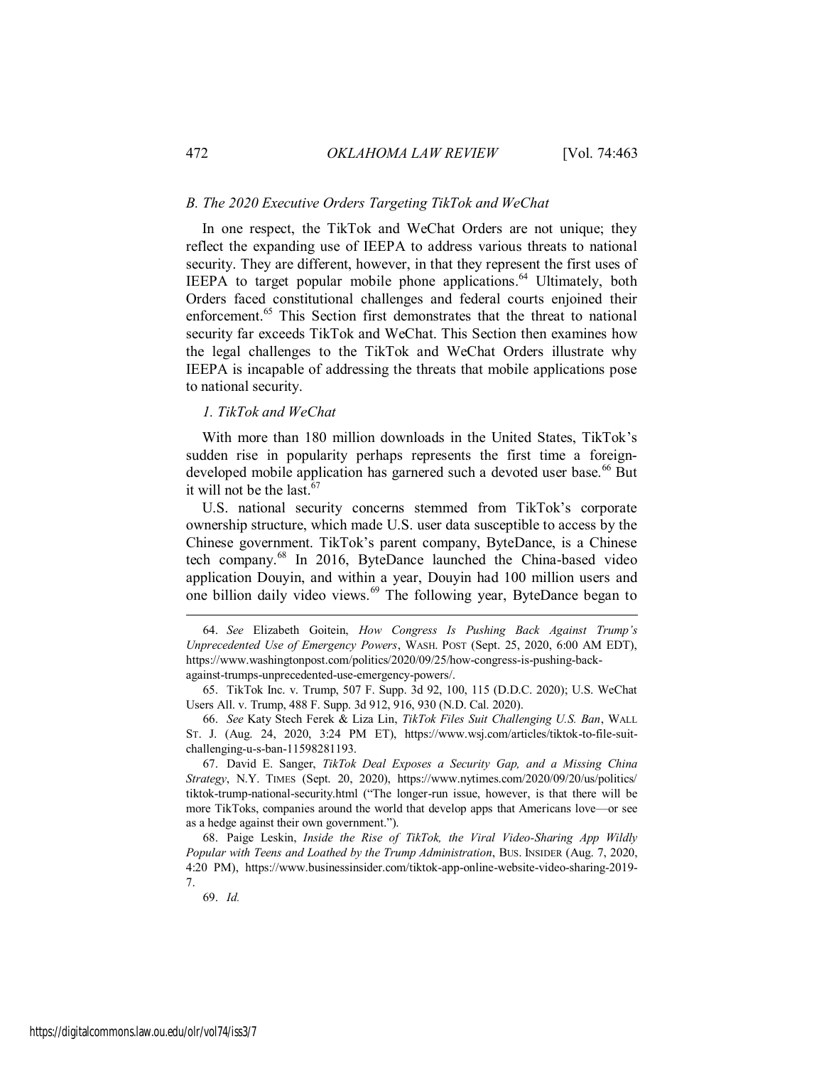### *B. The 2020 Executive Orders Targeting TikTok and WeChat*

In one respect, the TikTok and WeChat Orders are not unique; they reflect the expanding use of IEEPA to address various threats to national security. They are different, however, in that they represent the first uses of IEEPA to target popular mobile phone applications.[64] Ultimately, both Orders faced constitutional challenges and federal courts enjoined their enforcement.[65] This Section first demonstrates that the threat to national security far exceeds TikTok and WeChat. This Section then examines how the legal challenges to the TikTok and WeChat Orders illustrate why IEEPA is incapable of addressing the threats that mobile applications pose to national security.

#### *1. TikTok and WeChat*

With more than 180 million downloads in the United States, TikTok's sudden rise in popularity perhaps represents the first time a foreign-developed mobile application has garnered such a devoted user base.[66] But it will not be the last.[67]

U.S. national security concerns stemmed from TikTok's corporate ownership structure, which made U.S. user data susceptible to access by the Chinese government. TikTok's parent company, ByteDance, is a Chinese tech company.[68] In 2016, ByteDance launched the China-based video application Douyin, and within a year, Douyin had 100 million users and one billion daily video views.[69] The following year, ByteDance began to

---

64. *See* Elizabeth Goitein, *How Congress Is Pushing Back Against Trump's Unprecedented Use of Emergency Powers*, WASH. POST (Sept. 25, 2020, 6:00 AM EDT), https://www.washingtonpost.com/politics/2020/09/25/how-congress-is-pushing-back-against-trumps-unprecedented-use-emergency-powers/.

65. TikTok Inc. v. Trump, 507 F. Supp. 3d 92, 100, 115 (D.D.C. 2020); U.S. WeChat Users All. v. Trump, 488 F. Supp. 3d 912, 916, 930 (N.D. Cal. 2020).

66. *See* Katy Stech Ferek & Liza Lin, *TikTok Files Suit Challenging U.S. Ban*, WALL ST. J. (Aug. 24, 2020, 3:24 PM ET), https://www.wsj.com/articles/tiktok-to-file-suit-challenging-u-s-ban-11598281193.

67. David E. Sanger, *TikTok Deal Exposes a Security Gap, and a Missing China Strategy*, N.Y. TIMES (Sept. 20, 2020), https://www.nytimes.com/2020/09/20/us/politics/tiktok-trump-national-security.html ("The longer-run issue, however, is that there will be more TikToks, companies around the world that develop apps that Americans love—or see as a hedge against their own government.").

68. Paige Leskin, *Inside the Rise of TikTok, the Viral Video-Sharing App Wildly Popular with Teens and Loathed by the Trump Administration*, BUS. INSIDER (Aug. 7, 2020, 4:20 PM), https://www.businessinsider.com/tiktok-app-online-website-video-sharing-2019-7.

69. *Id.*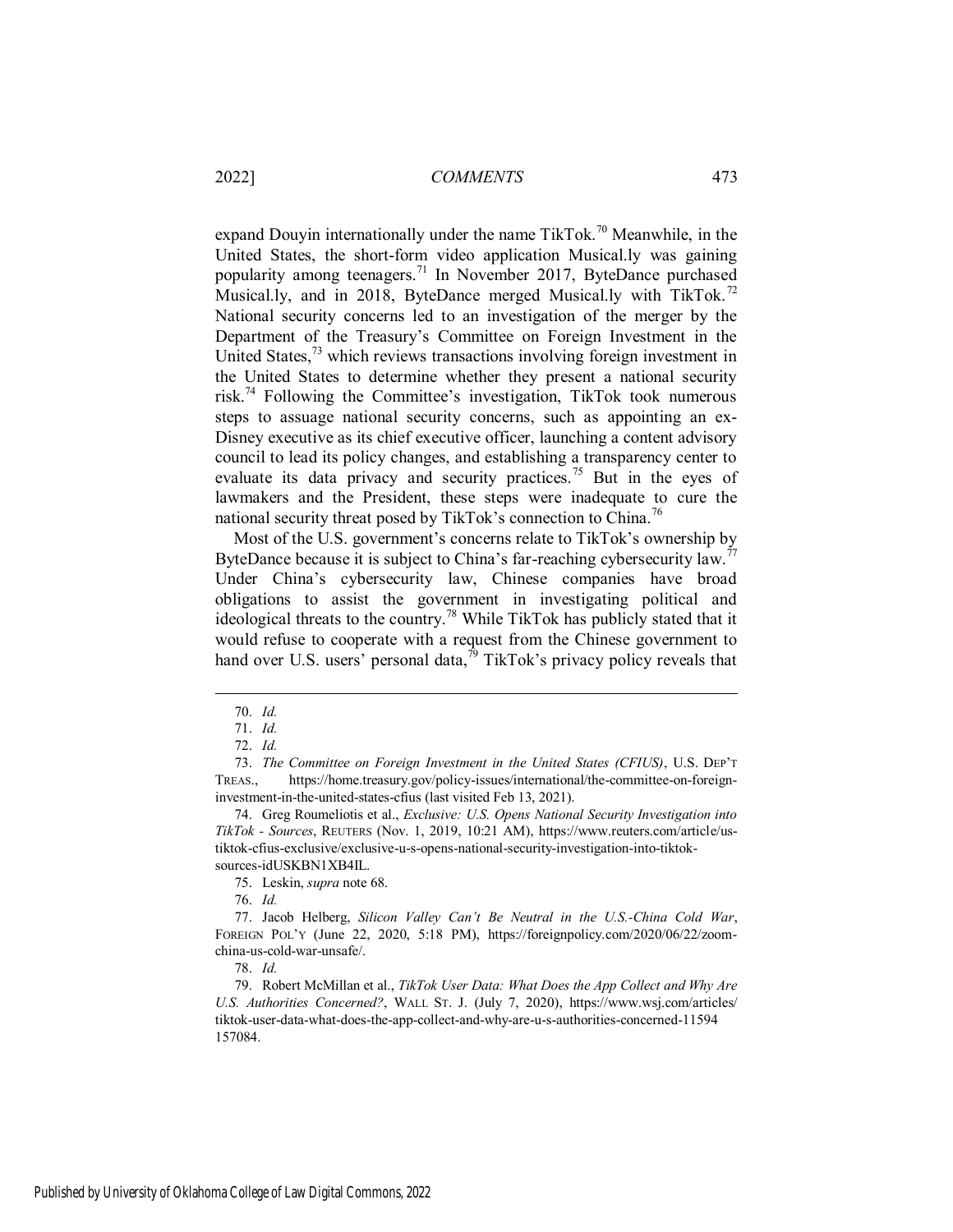expand Douyin internationally under the name TikTok.[70] Meanwhile, in the United States, the short-form video application Musical.ly was gaining popularity among teenagers.[71] In November 2017, ByteDance purchased Musical.ly, and in 2018, ByteDance merged Musical.ly with TikTok.[72] National security concerns led to an investigation of the merger by the Department of the Treasury's Committee on Foreign Investment in the United States,[73] which reviews transactions involving foreign investment in the United States to determine whether they present a national security risk.[74] Following the Committee's investigation, TikTok took numerous steps to assuage national security concerns, such as appointing an ex-Disney executive as its chief executive officer, launching a content advisory council to lead its policy changes, and establishing a transparency center to evaluate its data privacy and security practices.[75] But in the eyes of lawmakers and the President, these steps were inadequate to cure the national security threat posed by TikTok's connection to China.[76]

Most of the U.S. government's concerns relate to TikTok's ownership by ByteDance because it is subject to China's far-reaching cybersecurity law.[77] Under China's cybersecurity law, Chinese companies have broad obligations to assist the government in investigating political and ideological threats to the country.[78] While TikTok has publicly stated that it would refuse to cooperate with a request from the Chinese government to hand over U.S. users' personal data,[79] TikTok's privacy policy reveals that

---

70. *Id.*

71. *Id.*

72. *Id.*

73. *The Committee on Foreign Investment in the United States (CFIUS)*, U.S. DEP'T TREAS., https://home.treasury.gov/policy-issues/international/the-committee-on-foreign-investment-in-the-united-states-cfius (last visited Feb 13, 2021).

74. Greg Roumeliotis et al., *Exclusive: U.S. Opens National Security Investigation into TikTok - Sources*, REUTERS (Nov. 1, 2019, 10:21 AM), https://www.reuters.com/article/us-tiktok-cfius-exclusive/exclusive-u-s-opens-national-security-investigation-into-tiktok-sources-idUSKBN1XB4IL.

75. Leskin, *supra* note 68.

76. *Id.*

77. Jacob Helberg, *Silicon Valley Can't Be Neutral in the U.S.-China Cold War*, FOREIGN POL'Y (June 22, 2020, 5:18 PM), https://foreignpolicy.com/2020/06/22/zoom-china-us-cold-war-unsafe/.

78. *Id.*

79. Robert McMillan et al., *TikTok User Data: What Does the App Collect and Why Are U.S. Authorities Concerned?*, WALL ST. J. (July 7, 2020), https://www.wsj.com/articles/tiktok-user-data-what-does-the-app-collect-and-why-are-u-s-authorities-concerned-11594157084.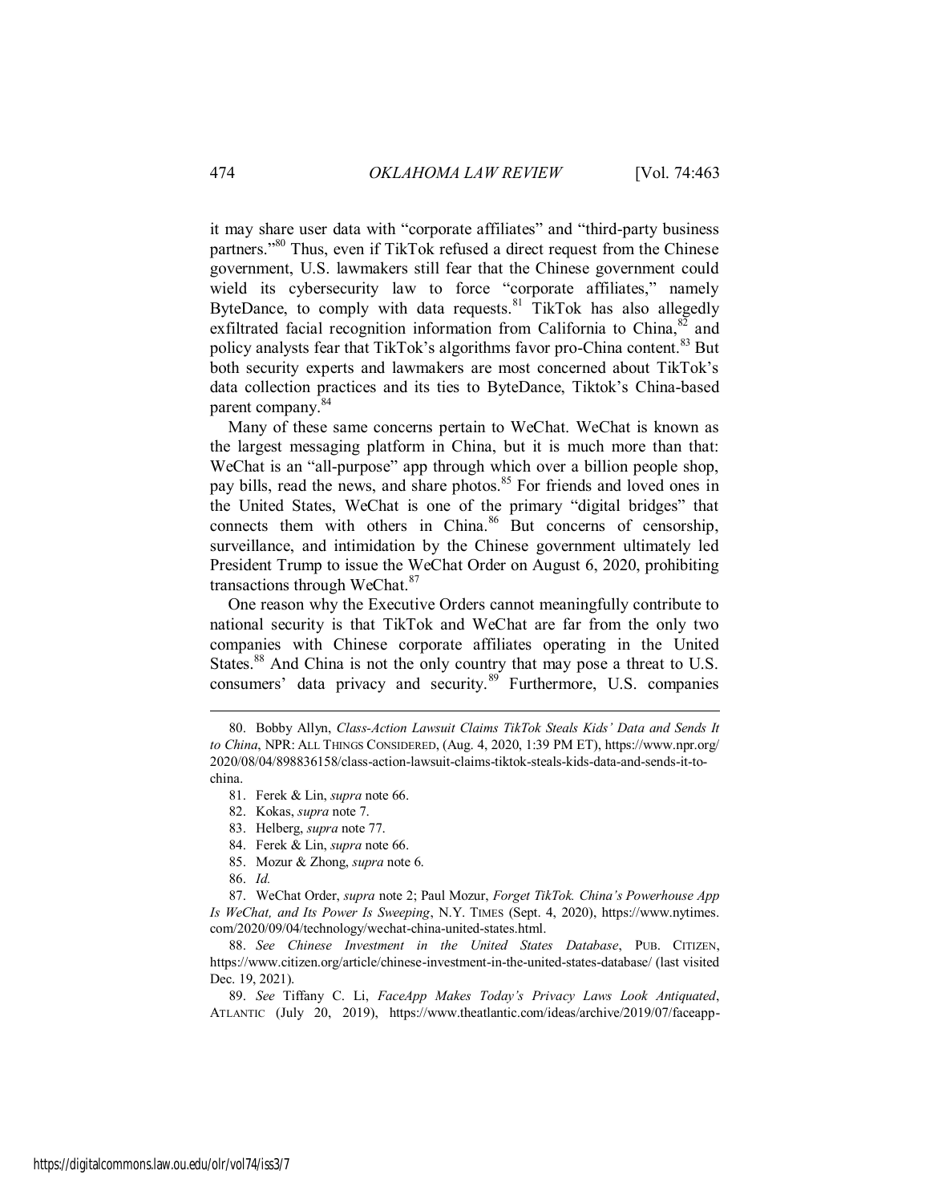it may share user data with "corporate affiliates" and "third-party business partners."[80] Thus, even if TikTok refused a direct request from the Chinese government, U.S. lawmakers still fear that the Chinese government could wield its cybersecurity law to force "corporate affiliates," namely ByteDance, to comply with data requests.[81] TikTok has also allegedly exfiltrated facial recognition information from California to China,[82] and policy analysts fear that TikTok's algorithms favor pro-China content.[83] But both security experts and lawmakers are most concerned about TikTok's data collection practices and its ties to ByteDance, Tiktok's China-based parent company.[84]

Many of these same concerns pertain to WeChat. WeChat is known as the largest messaging platform in China, but it is much more than that: WeChat is an "all-purpose" app through which over a billion people shop, pay bills, read the news, and share photos.[85] For friends and loved ones in the United States, WeChat is one of the primary "digital bridges" that connects them with others in China.[86] But concerns of censorship, surveillance, and intimidation by the Chinese government ultimately led President Trump to issue the WeChat Order on August 6, 2020, prohibiting transactions through WeChat.[87]

One reason why the Executive Orders cannot meaningfully contribute to national security is that TikTok and WeChat are far from the only two companies with Chinese corporate affiliates operating in the United States.[88] And China is not the only country that may pose a threat to U.S. consumers' data privacy and security.[89] Furthermore, U.S. companies

---

80. Bobby Allyn, *Class-Action Lawsuit Claims TikTok Steals Kids' Data and Sends It to China*, NPR: ALL THINGS CONSIDERED, (Aug. 4, 2020, 1:39 PM ET), https://www.npr.org/2020/08/04/898836158/class-action-lawsuit-claims-tiktok-steals-kids-data-and-sends-it-to-china.

81. Ferek & Lin, *supra* note 66.

82. Kokas, *supra* note 7.

83. Helberg, *supra* note 77.

84. Ferek & Lin, *supra* note 66.

85. Mozur & Zhong, *supra* note 6.

86. *Id.*

87. WeChat Order, *supra* note 2; Paul Mozur, *Forget TikTok. China's Powerhouse App Is WeChat, and Its Power Is Sweeping*, N.Y. TIMES (Sept. 4, 2020), https://www.nytimes.com/2020/09/04/technology/wechat-china-united-states.html.

88. *See Chinese Investment in the United States Database*, PUB. CITIZEN, https://www.citizen.org/article/chinese-investment-in-the-united-states-database/ (last visited Dec. 19, 2021).

89. *See* Tiffany C. Li, *FaceApp Makes Today's Privacy Laws Look Antiquated*, ATLANTIC (July 20, 2019), https://www.theatlantic.com/ideas/archive/2019/07/faceapp-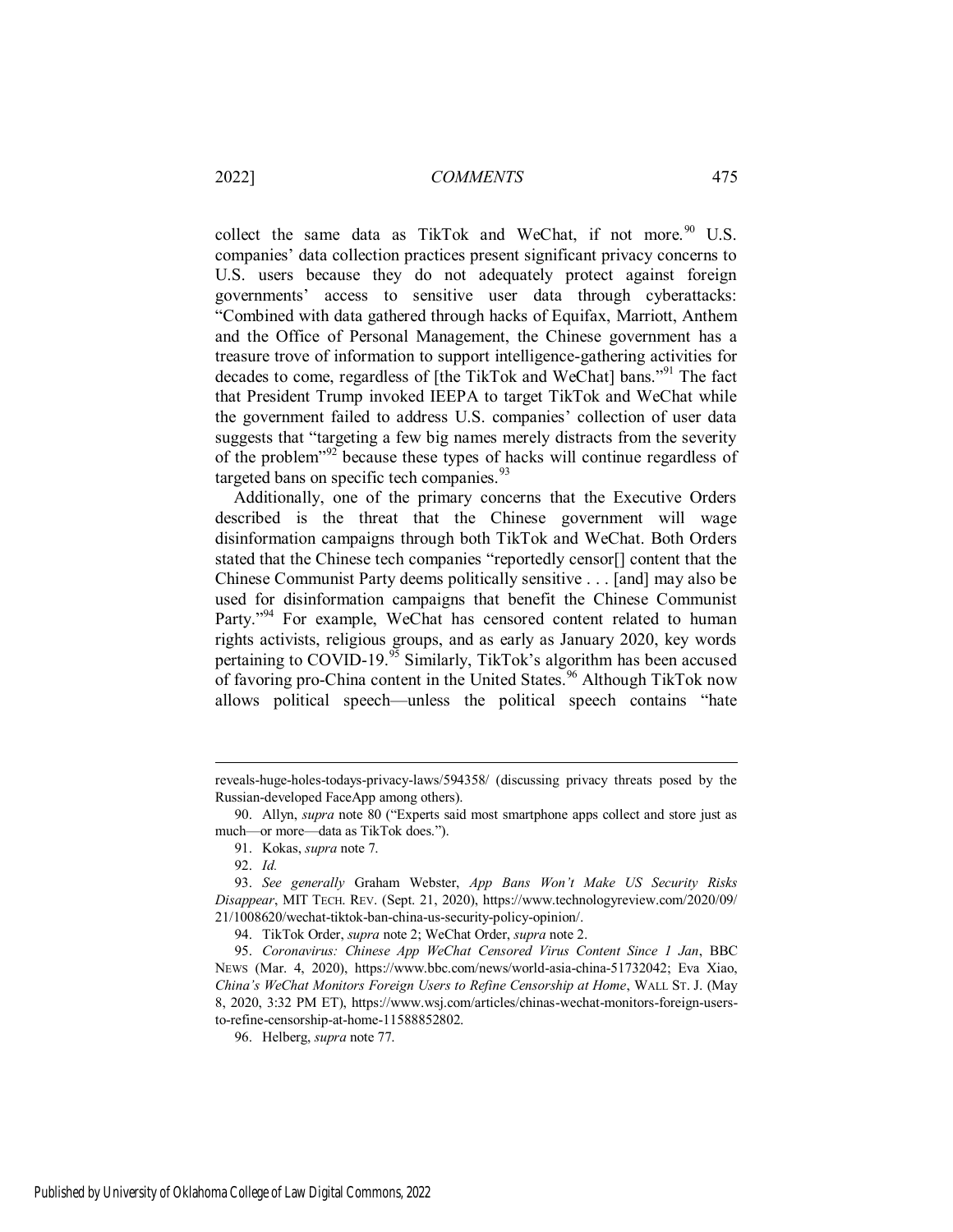collect the same data as TikTok and WeChat, if not more.[90] U.S. companies' data collection practices present significant privacy concerns to U.S. users because they do not adequately protect against foreign governments' access to sensitive user data through cyberattacks: "Combined with data gathered through hacks of Equifax, Marriott, Anthem and the Office of Personal Management, the Chinese government has a treasure trove of information to support intelligence-gathering activities for decades to come, regardless of [the TikTok and WeChat] bans."[91] The fact that President Trump invoked IEEPA to target TikTok and WeChat while the government failed to address U.S. companies' collection of user data suggests that "targeting a few big names merely distracts from the severity of the problem"[92] because these types of hacks will continue regardless of targeted bans on specific tech companies.[93]

Additionally, one of the primary concerns that the Executive Orders described is the threat that the Chinese government will wage disinformation campaigns through both TikTok and WeChat. Both Orders stated that the Chinese tech companies "reportedly censor[] content that the Chinese Communist Party deems politically sensitive . . . [and] may also be used for disinformation campaigns that benefit the Chinese Communist Party."[94] For example, WeChat has censored content related to human rights activists, religious groups, and as early as January 2020, key words pertaining to COVID-19.[95] Similarly, TikTok's algorithm has been accused of favoring pro-China content in the United States.[96] Although TikTok now allows political speech—unless the political speech contains "hate

---

reveals-huge-holes-todays-privacy-laws/594358/ (discussing privacy threats posed by the Russian-developed FaceApp among others).

90. Allyn, *supra* note 80 ("Experts said most smartphone apps collect and store just as much—or more—data as TikTok does.").

91. Kokas, *supra* note 7.

92. *Id.*

93. *See generally* Graham Webster, *App Bans Won't Make US Security Risks Disappear*, MIT TECH. REV. (Sept. 21, 2020), https://www.technologyreview.com/2020/09/21/1008620/wechat-tiktok-ban-china-us-security-policy-opinion/.

94. TikTok Order, *supra* note 2; WeChat Order, *supra* note 2.

95. *Coronavirus: Chinese App WeChat Censored Virus Content Since 1 Jan*, BBC NEWS (Mar. 4, 2020), https://www.bbc.com/news/world-asia-china-51732042; Eva Xiao, *China's WeChat Monitors Foreign Users to Refine Censorship at Home*, WALL ST. J. (May 8, 2020, 3:32 PM ET), https://www.wsj.com/articles/chinas-wechat-monitors-foreign-users-to-refine-censorship-at-home-11588852802.

96. Helberg, *supra* note 77.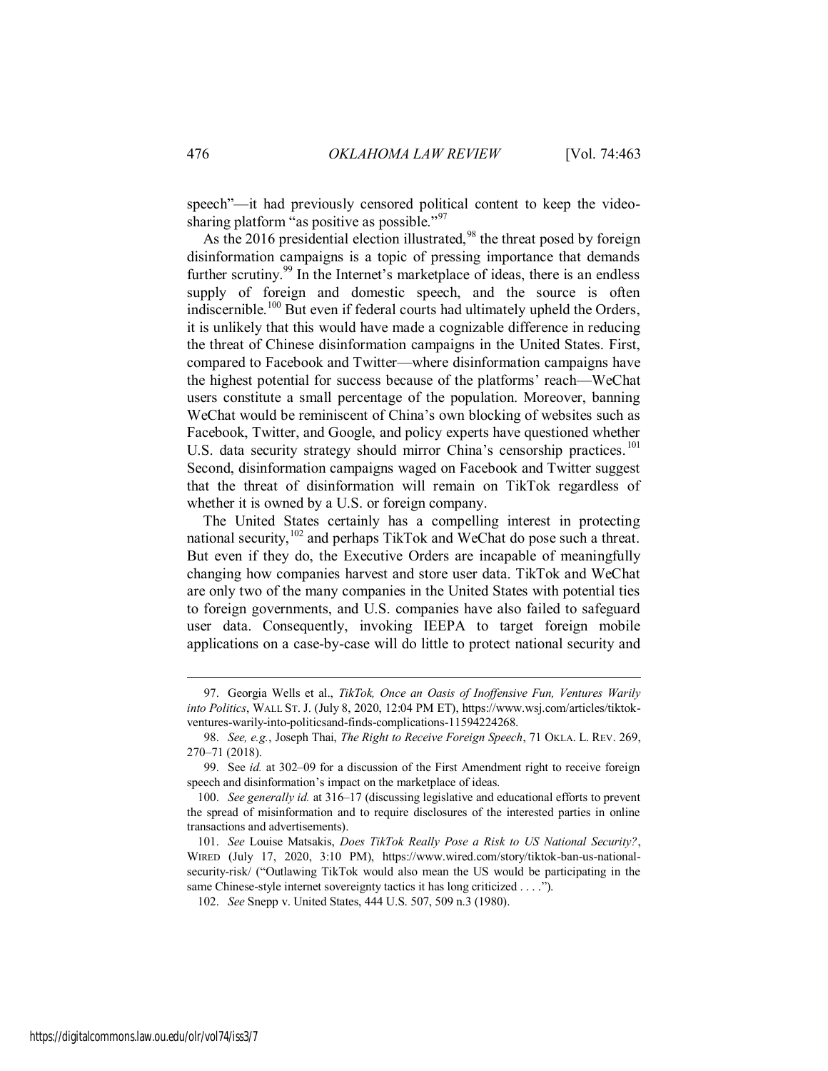speech"—it had previously censored political content to keep the video-sharing platform "as positive as possible."[97]

As the 2016 presidential election illustrated,[98] the threat posed by foreign disinformation campaigns is a topic of pressing importance that demands further scrutiny.[99] In the Internet's marketplace of ideas, there is an endless supply of foreign and domestic speech, and the source is often indiscernible.[100] But even if federal courts had ultimately upheld the Orders, it is unlikely that this would have made a cognizable difference in reducing the threat of Chinese disinformation campaigns in the United States. First, compared to Facebook and Twitter—where disinformation campaigns have the highest potential for success because of the platforms' reach—WeChat users constitute a small percentage of the population. Moreover, banning WeChat would be reminiscent of China's own blocking of websites such as Facebook, Twitter, and Google, and policy experts have questioned whether U.S. data security strategy should mirror China's censorship practices.[101] Second, disinformation campaigns waged on Facebook and Twitter suggest that the threat of disinformation will remain on TikTok regardless of whether it is owned by a U.S. or foreign company.

The United States certainly has a compelling interest in protecting national security,[102] and perhaps TikTok and WeChat do pose such a threat. But even if they do, the Executive Orders are incapable of meaningfully changing how companies harvest and store user data. TikTok and WeChat are only two of the many companies in the United States with potential ties to foreign governments, and U.S. companies have also failed to safeguard user data. Consequently, invoking IEEPA to target foreign mobile applications on a case-by-case will do little to protect national security and

---

97. Georgia Wells et al., *TikTok, Once an Oasis of Inoffensive Fun, Ventures Warily into Politics*, WALL ST. J. (July 8, 2020, 12:04 PM ET), https://www.wsj.com/articles/tiktok-ventures-warily-into-politicsand-finds-complications-11594224268.

98. *See, e.g.*, Joseph Thai, *The Right to Receive Foreign Speech*, 71 OKLA. L. REV. 269, 270–71 (2018).

99. See *id.* at 302–09 for a discussion of the First Amendment right to receive foreign speech and disinformation's impact on the marketplace of ideas.

100. *See generally id.* at 316–17 (discussing legislative and educational efforts to prevent the spread of misinformation and to require disclosures of the interested parties in online transactions and advertisements).

101. *See* Louise Matsakis, *Does TikTok Really Pose a Risk to US National Security?*, WIRED (July 17, 2020, 3:10 PM), https://www.wired.com/story/tiktok-ban-us-national-security-risk/ ("Outlawing TikTok would also mean the US would be participating in the same Chinese-style internet sovereignty tactics it has long criticized . . . .").

102. *See* Snepp v. United States, 444 U.S. 507, 509 n.3 (1980).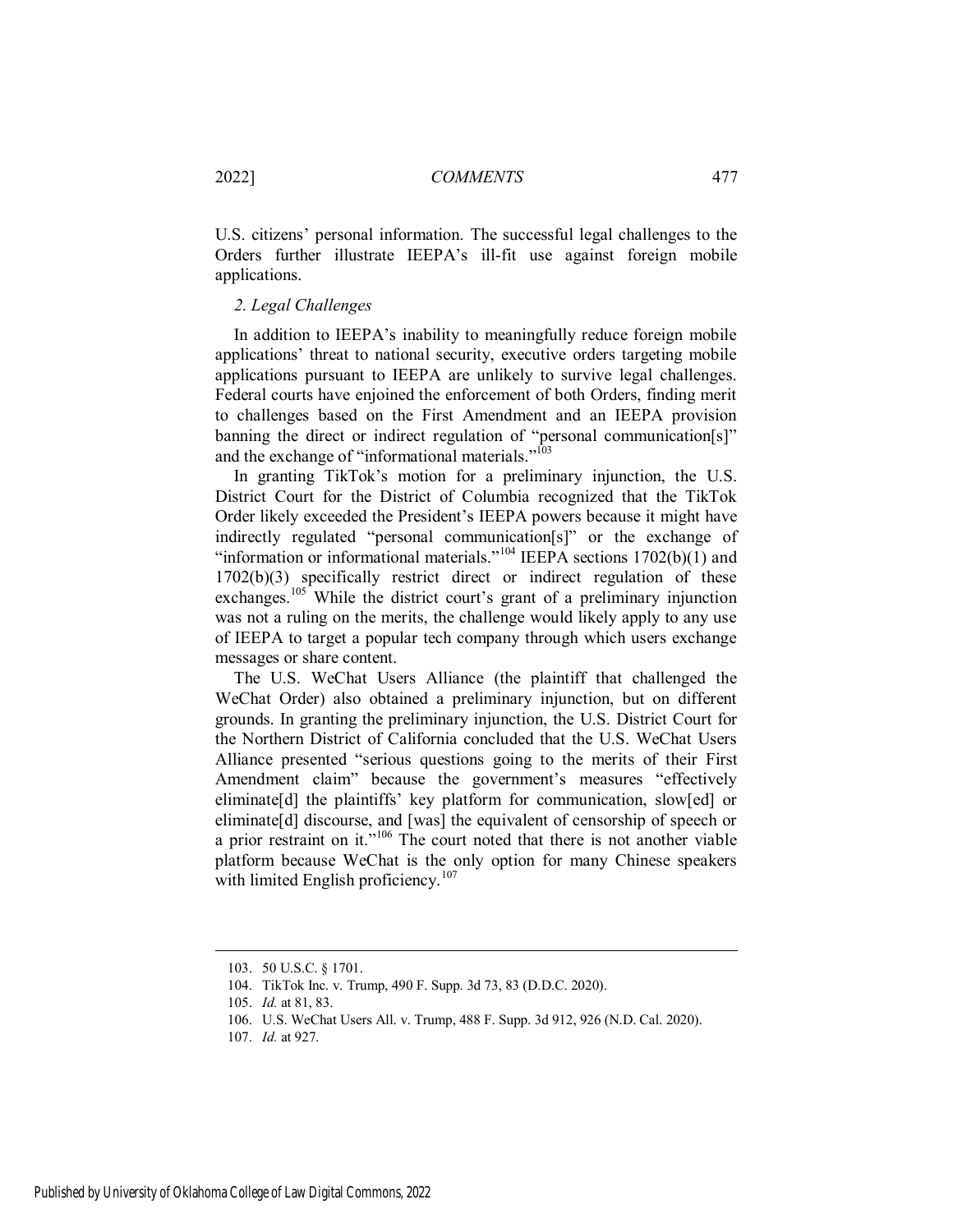U.S. citizens' personal information. The successful legal challenges to the Orders further illustrate IEEPA's ill-fit use against foreign mobile applications.

*2. Legal Challenges*

In addition to IEEPA's inability to meaningfully reduce foreign mobile applications' threat to national security, executive orders targeting mobile applications pursuant to IEEPA are unlikely to survive legal challenges. Federal courts have enjoined the enforcement of both Orders, finding merit to challenges based on the First Amendment and an IEEPA provision banning the direct or indirect regulation of "personal communication[s]" and the exchange of "informational materials."[103]

In granting TikTok's motion for a preliminary injunction, the U.S. District Court for the District of Columbia recognized that the TikTok Order likely exceeded the President's IEEPA powers because it might have indirectly regulated "personal communication[s]" or the exchange of "information or informational materials."[104] IEEPA sections 1702(b)(1) and 1702(b)(3) specifically restrict direct or indirect regulation of these exchanges.[105] While the district court's grant of a preliminary injunction was not a ruling on the merits, the challenge would likely apply to any use of IEEPA to target a popular tech company through which users exchange messages or share content.

The U.S. WeChat Users Alliance (the plaintiff that challenged the WeChat Order) also obtained a preliminary injunction, but on different grounds. In granting the preliminary injunction, the U.S. District Court for the Northern District of California concluded that the U.S. WeChat Users Alliance presented "serious questions going to the merits of their First Amendment claim" because the government's measures "effectively eliminate[d] the plaintiffs' key platform for communication, slow[ed] or eliminate[d] discourse, and [was] the equivalent of censorship of speech or a prior restraint on it."[106] The court noted that there is not another viable platform because WeChat is the only option for many Chinese speakers with limited English proficiency.[107]

---

103. 50 U.S.C. § 1701.

104. TikTok Inc. v. Trump, 490 F. Supp. 3d 73, 83 (D.D.C. 2020).

105. *Id.* at 81, 83.

106. U.S. WeChat Users All. v. Trump, 488 F. Supp. 3d 912, 926 (N.D. Cal. 2020).

107. *Id.* at 927.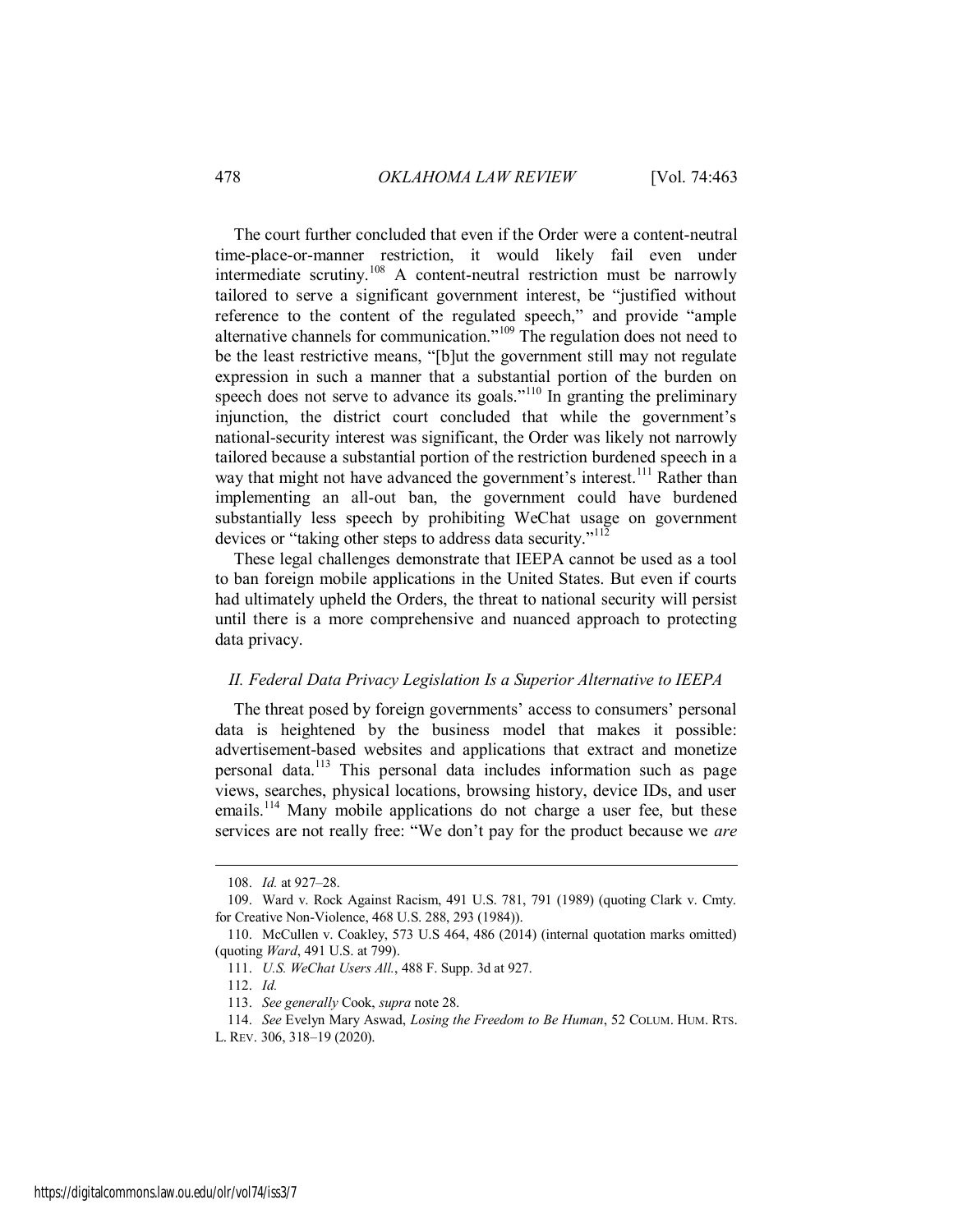The court further concluded that even if the Order were a content-neutral time-place-or-manner restriction, it would likely fail even under intermediate scrutiny.[108] A content-neutral restriction must be narrowly tailored to serve a significant government interest, be "justified without reference to the content of the regulated speech," and provide "ample alternative channels for communication."[109] The regulation does not need to be the least restrictive means, "[b]ut the government still may not regulate expression in such a manner that a substantial portion of the burden on speech does not serve to advance its goals."[110] In granting the preliminary injunction, the district court concluded that while the government's national-security interest was significant, the Order was likely not narrowly tailored because a substantial portion of the restriction burdened speech in a way that might not have advanced the government's interest.[111] Rather than implementing an all-out ban, the government could have burdened substantially less speech by prohibiting WeChat usage on government devices or "taking other steps to address data security."[112]

These legal challenges demonstrate that IEEPA cannot be used as a tool to ban foreign mobile applications in the United States. But even if courts had ultimately upheld the Orders, the threat to national security will persist until there is a more comprehensive and nuanced approach to protecting data privacy.

### *II. Federal Data Privacy Legislation Is a Superior Alternative to IEEPA*

The threat posed by foreign governments' access to consumers' personal data is heightened by the business model that makes it possible: advertisement-based websites and applications that extract and monetize personal data.[113] This personal data includes information such as page views, searches, physical locations, browsing history, device IDs, and user emails.[114] Many mobile applications do not charge a user fee, but these services are not really free: "We don't pay for the product because we *are*

---

108. *Id.* at 927–28.

109. Ward v. Rock Against Racism, 491 U.S. 781, 791 (1989) (quoting Clark v. Cmty. for Creative Non-Violence, 468 U.S. 288, 293 (1984)).

110. McCullen v. Coakley, 573 U.S 464, 486 (2014) (internal quotation marks omitted) (quoting *Ward*, 491 U.S. at 799).

111. *U.S. WeChat Users All.*, 488 F. Supp. 3d at 927.

112. *Id.*

113. *See generally* Cook, *supra* note 28.

114. *See* Evelyn Mary Aswad, *Losing the Freedom to Be Human*, 52 COLUM. HUM. RTS. L. REV. 306, 318–19 (2020).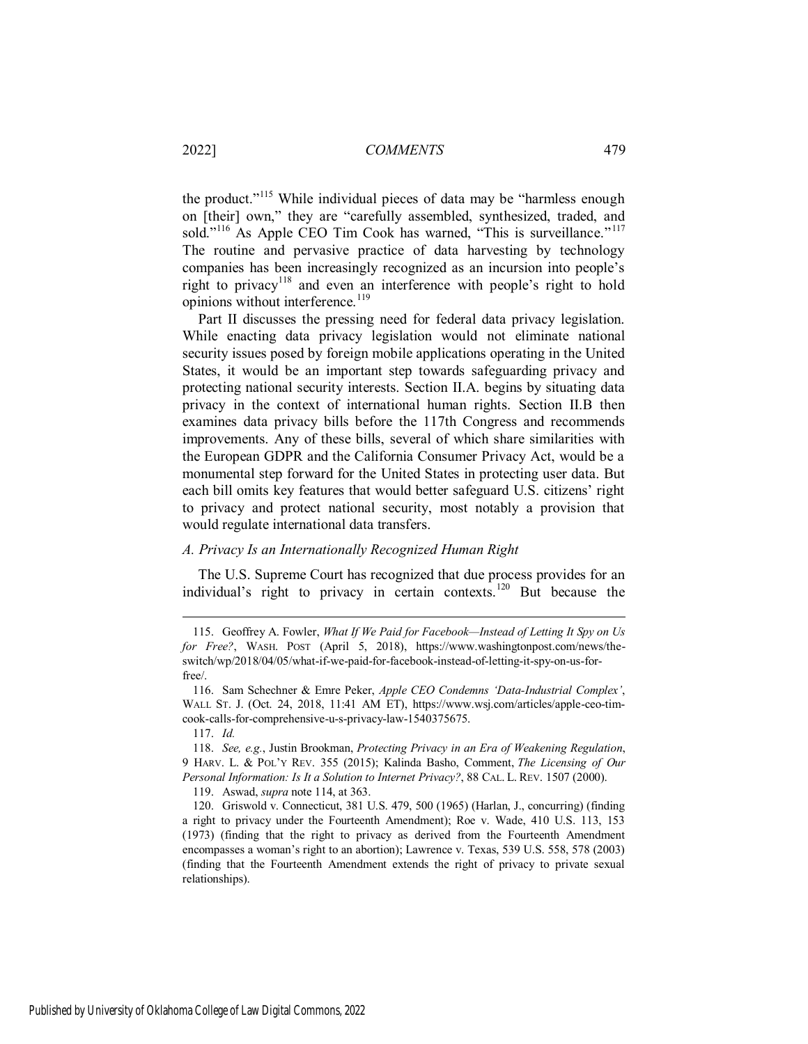the product."[115] While individual pieces of data may be "harmless enough on [their] own," they are "carefully assembled, synthesized, traded, and sold."[116] As Apple CEO Tim Cook has warned, "This is surveillance."[117] The routine and pervasive practice of data harvesting by technology companies has been increasingly recognized as an incursion into people's right to privacy[118] and even an interference with people's right to hold opinions without interference.[119]

Part II discusses the pressing need for federal data privacy legislation. While enacting data privacy legislation would not eliminate national security issues posed by foreign mobile applications operating in the United States, it would be an important step towards safeguarding privacy and protecting national security interests. Section II.A. begins by situating data privacy in the context of international human rights. Section II.B then examines data privacy bills before the 117th Congress and recommends improvements. Any of these bills, several of which share similarities with the European GDPR and the California Consumer Privacy Act, would be a monumental step forward for the United States in protecting user data. But each bill omits key features that would better safeguard U.S. citizens' right to privacy and protect national security, most notably a provision that would regulate international data transfers.

### *A. Privacy Is an Internationally Recognized Human Right*

The U.S. Supreme Court has recognized that due process provides for an individual's right to privacy in certain contexts.[120] But because the

---

115. Geoffrey A. Fowler, *What If We Paid for Facebook—Instead of Letting It Spy on Us for Free?*, WASH. POST (April 5, 2018), https://www.washingtonpost.com/news/the-switch/wp/2018/04/05/what-if-we-paid-for-facebook-instead-of-letting-it-spy-on-us-for-free/.

116. Sam Schechner & Emre Peker, *Apple CEO Condemns 'Data-Industrial Complex'*, WALL ST. J. (Oct. 24, 2018, 11:41 AM ET), https://www.wsj.com/articles/apple-ceo-tim-cook-calls-for-comprehensive-u-s-privacy-law-1540375675.

117. *Id.*

118. *See, e.g.*, Justin Brookman, *Protecting Privacy in an Era of Weakening Regulation*, 9 HARV. L. & POL'Y REV. 355 (2015); Kalinda Basho, Comment, *The Licensing of Our Personal Information: Is It a Solution to Internet Privacy?*, 88 CAL. L. REV. 1507 (2000).

119. Aswad, *supra* note 114, at 363.

120. Griswold v. Connecticut, 381 U.S. 479, 500 (1965) (Harlan, J., concurring) (finding a right to privacy under the Fourteenth Amendment); Roe v. Wade, 410 U.S. 113, 153 (1973) (finding that the right to privacy as derived from the Fourteenth Amendment encompasses a woman's right to an abortion); Lawrence v. Texas, 539 U.S. 558, 578 (2003) (finding that the Fourteenth Amendment extends the right of privacy to private sexual relationships).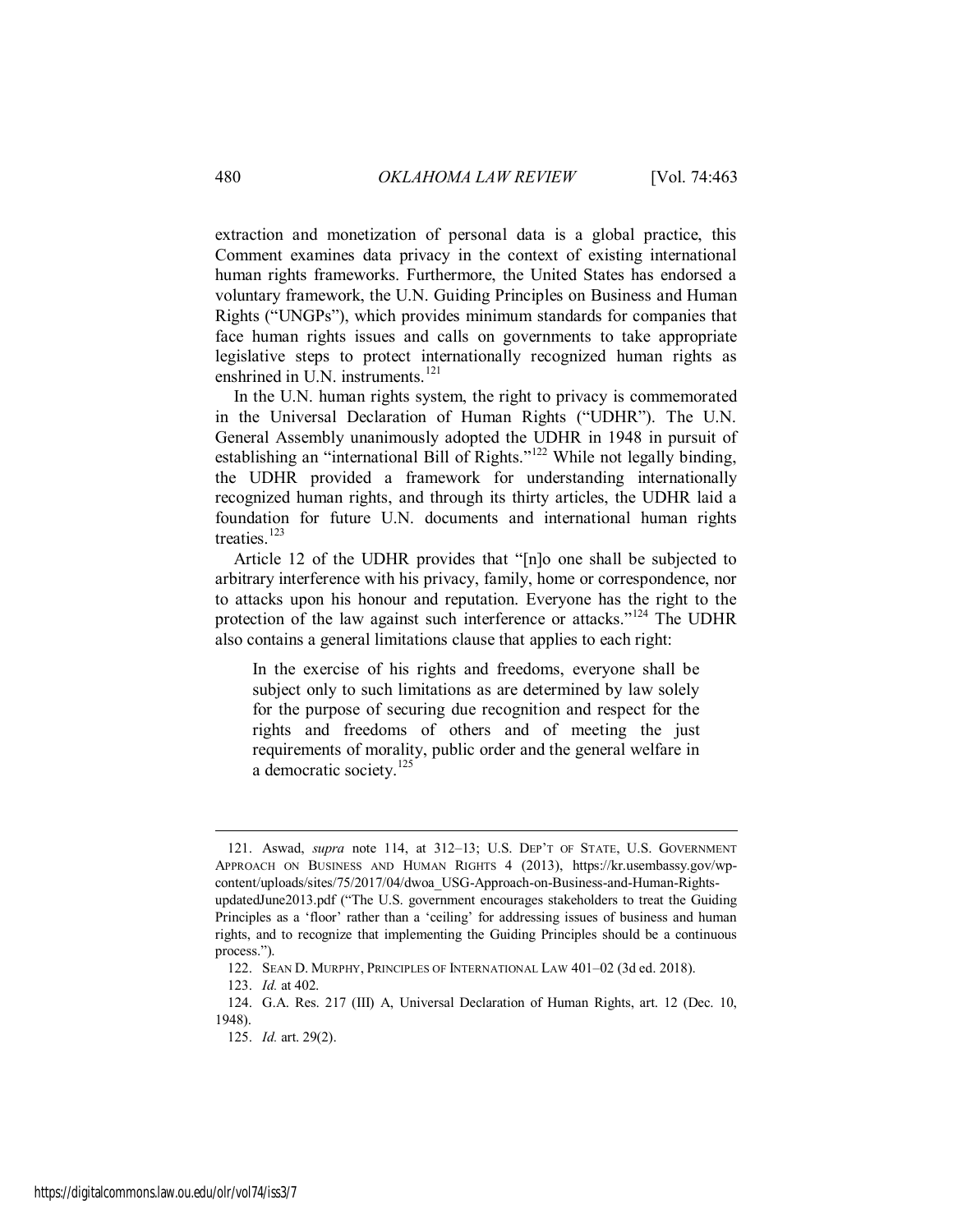extraction and monetization of personal data is a global practice, this Comment examines data privacy in the context of existing international human rights frameworks. Furthermore, the United States has endorsed a voluntary framework, the U.N. Guiding Principles on Business and Human Rights ("UNGPs"), which provides minimum standards for companies that face human rights issues and calls on governments to take appropriate legislative steps to protect internationally recognized human rights as enshrined in U.N. instruments.[121]

In the U.N. human rights system, the right to privacy is commemorated in the Universal Declaration of Human Rights ("UDHR"). The U.N. General Assembly unanimously adopted the UDHR in 1948 in pursuit of establishing an "international Bill of Rights."[122] While not legally binding, the UDHR provided a framework for understanding internationally recognized human rights, and through its thirty articles, the UDHR laid a foundation for future U.N. documents and international human rights treaties.[123]

Article 12 of the UDHR provides that "[n]o one shall be subjected to arbitrary interference with his privacy, family, home or correspondence, nor to attacks upon his honour and reputation. Everyone has the right to the protection of the law against such interference or attacks."[124] The UDHR also contains a general limitations clause that applies to each right:

> In the exercise of his rights and freedoms, everyone shall be subject only to such limitations as are determined by law solely for the purpose of securing due recognition and respect for the rights and freedoms of others and of meeting the just requirements of morality, public order and the general welfare in a democratic society.[125]

---

121. Aswad, *supra* note 114, at 312–13; U.S. DEP'T OF STATE, U.S. GOVERNMENT APPROACH ON BUSINESS AND HUMAN RIGHTS 4 (2013), https://kr.usembassy.gov/wp-content/uploads/sites/75/2017/04/dwoa_USG-Approach-on-Business-and-Human-Rights-updatedJune2013.pdf ("The U.S. government encourages stakeholders to treat the Guiding Principles as a 'floor' rather than a 'ceiling' for addressing issues of business and human rights, and to recognize that implementing the Guiding Principles should be a continuous process.").

122. SEAN D. MURPHY, PRINCIPLES OF INTERNATIONAL LAW 401–02 (3d ed. 2018).

123. *Id.* at 402.

124. G.A. Res. 217 (III) A, Universal Declaration of Human Rights, art. 12 (Dec. 10, 1948).

125. *Id.* art. 29(2).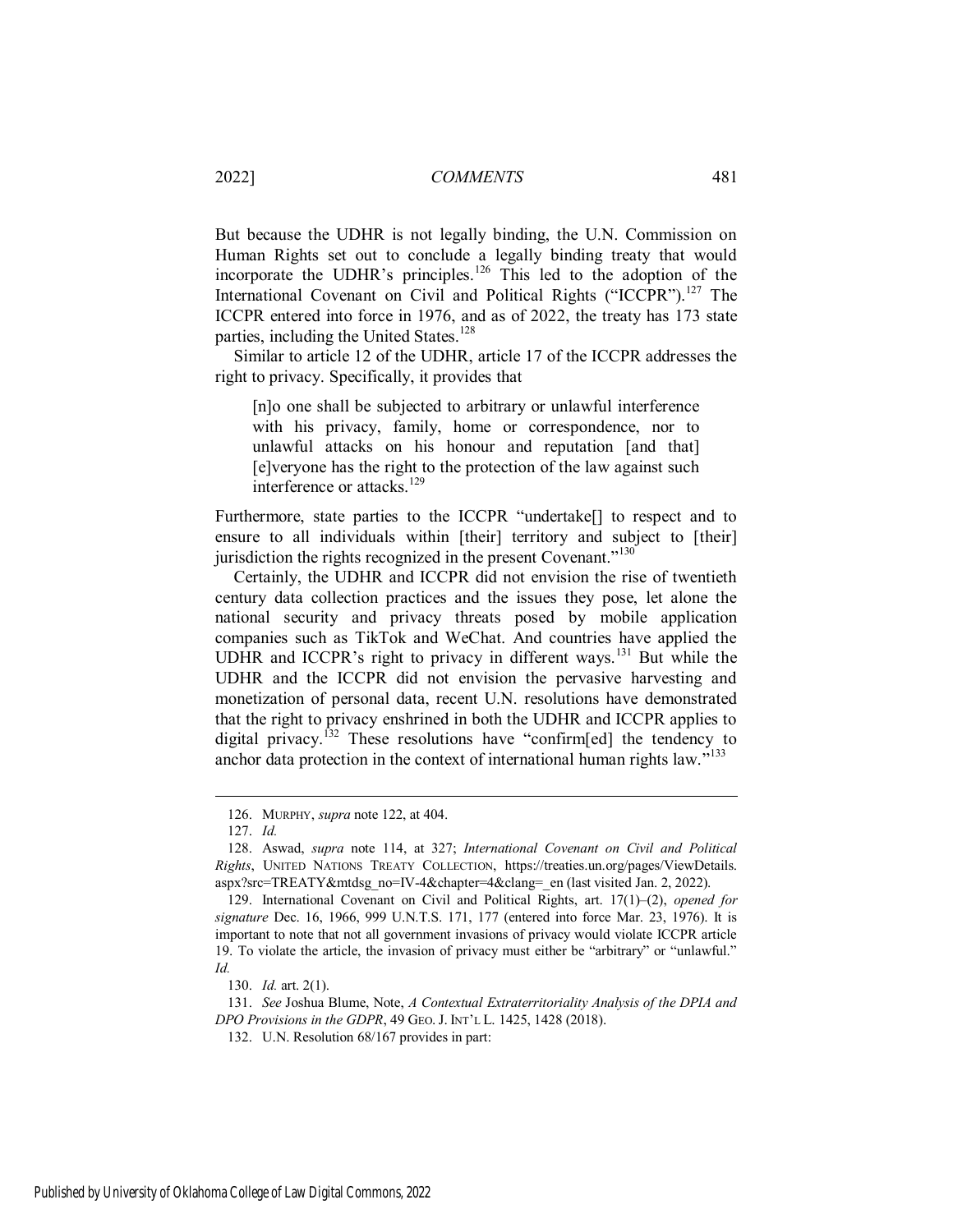But because the UDHR is not legally binding, the U.N. Commission on Human Rights set out to conclude a legally binding treaty that would incorporate the UDHR's principles.[126] This led to the adoption of the International Covenant on Civil and Political Rights ("ICCPR").[127] The ICCPR entered into force in 1976, and as of 2022, the treaty has 173 state parties, including the United States.[128]

Similar to article 12 of the UDHR, article 17 of the ICCPR addresses the right to privacy. Specifically, it provides that

> [n]o one shall be subjected to arbitrary or unlawful interference with his privacy, family, home or correspondence, nor to unlawful attacks on his honour and reputation [and that] [e]veryone has the right to the protection of the law against such interference or attacks.[129]

Furthermore, state parties to the ICCPR "undertake[] to respect and to ensure to all individuals within [their] territory and subject to [their] jurisdiction the rights recognized in the present Covenant."[130]

Certainly, the UDHR and ICCPR did not envision the rise of twentieth century data collection practices and the issues they pose, let alone the national security and privacy threats posed by mobile application companies such as TikTok and WeChat. And countries have applied the UDHR and ICCPR's right to privacy in different ways.[131] But while the UDHR and the ICCPR did not envision the pervasive harvesting and monetization of personal data, recent U.N. resolutions have demonstrated that the right to privacy enshrined in both the UDHR and ICCPR applies to digital privacy.[132] These resolutions have "confirm[ed] the tendency to anchor data protection in the context of international human rights law."[133]

---

126. MURPHY, *supra* note 122, at 404.

127. *Id.*

128. Aswad, *supra* note 114, at 327; *International Covenant on Civil and Political Rights*, UNITED NATIONS TREATY COLLECTION, https://treaties.un.org/pages/ViewDetails.aspx?src=TREATY&mtdsg_no=IV-4&chapter=4&clang=_en (last visited Jan. 2, 2022).

129. International Covenant on Civil and Political Rights, art. 17(1)–(2), *opened for signature* Dec. 16, 1966, 999 U.N.T.S. 171, 177 (entered into force Mar. 23, 1976). It is important to note that not all government invasions of privacy would violate ICCPR article 19. To violate the article, the invasion of privacy must either be "arbitrary" or "unlawful." *Id.*

130. *Id.* art. 2(1).

131. *See* Joshua Blume, Note, *A Contextual Extraterritoriality Analysis of the DPIA and DPO Provisions in the GDPR*, 49 GEO. J. INT'L L. 1425, 1428 (2018).

132. U.N. Resolution 68/167 provides in part: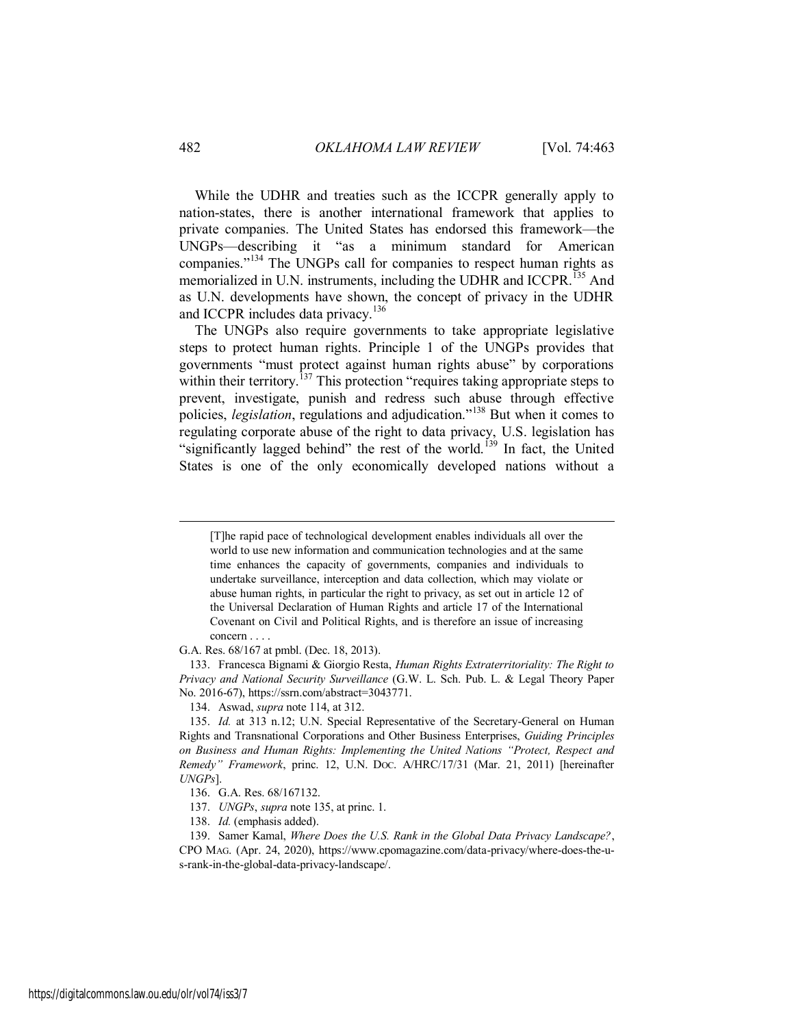While the UDHR and treaties such as the ICCPR generally apply to nation-states, there is another international framework that applies to private companies. The United States has endorsed this framework—the UNGPs—describing it "as a minimum standard for American companies."[134] The UNGPs call for companies to respect human rights as memorialized in U.N. instruments, including the UDHR and ICCPR.[135] And as U.N. developments have shown, the concept of privacy in the UDHR and ICCPR includes data privacy.[136]

The UNGPs also require governments to take appropriate legislative steps to protect human rights. Principle 1 of the UNGPs provides that governments "must protect against human rights abuse" by corporations within their territory.[137] This protection "requires taking appropriate steps to prevent, investigate, punish and redress such abuse through effective policies, *legislation*, regulations and adjudication."[138] But when it comes to regulating corporate abuse of the right to data privacy, U.S. legislation has "significantly lagged behind" the rest of the world.[139] In fact, the United States is one of the only economically developed nations without a

---

> [T]he rapid pace of technological development enables individuals all over the world to use new information and communication technologies and at the same time enhances the capacity of governments, companies and individuals to undertake surveillance, interception and data collection, which may violate or abuse human rights, in particular the right to privacy, as set out in article 12 of the Universal Declaration of Human Rights and article 17 of the International Covenant on Civil and Political Rights, and is therefore an issue of increasing concern . . . .

G.A. Res. 68/167 at pmbl. (Dec. 18, 2013).

133. Francesca Bignami & Giorgio Resta, *Human Rights Extraterritoriality: The Right to Privacy and National Security Surveillance* (G.W. L. Sch. Pub. L. & Legal Theory Paper No. 2016-67), https://ssrn.com/abstract=3043771.

134. Aswad, *supra* note 114, at 312.

135. *Id.* at 313 n.12; U.N. Special Representative of the Secretary-General on Human Rights and Transnational Corporations and Other Business Enterprises, *Guiding Principles on Business and Human Rights: Implementing the United Nations "Protect, Respect and Remedy" Framework*, princ. 12, U.N. Doc. A/HRC/17/31 (Mar. 21, 2011) [hereinafter *UNGPs*].

136. G.A. Res. 68/167132.

137. *UNGPs*, *supra* note 135, at princ. 1.

138. *Id.* (emphasis added).

139. Samer Kamal, *Where Does the U.S. Rank in the Global Data Privacy Landscape?*, CPO Mag. (Apr. 24, 2020), https://www.cpomagazine.com/data-privacy/where-does-the-u-s-rank-in-the-global-data-privacy-landscape/.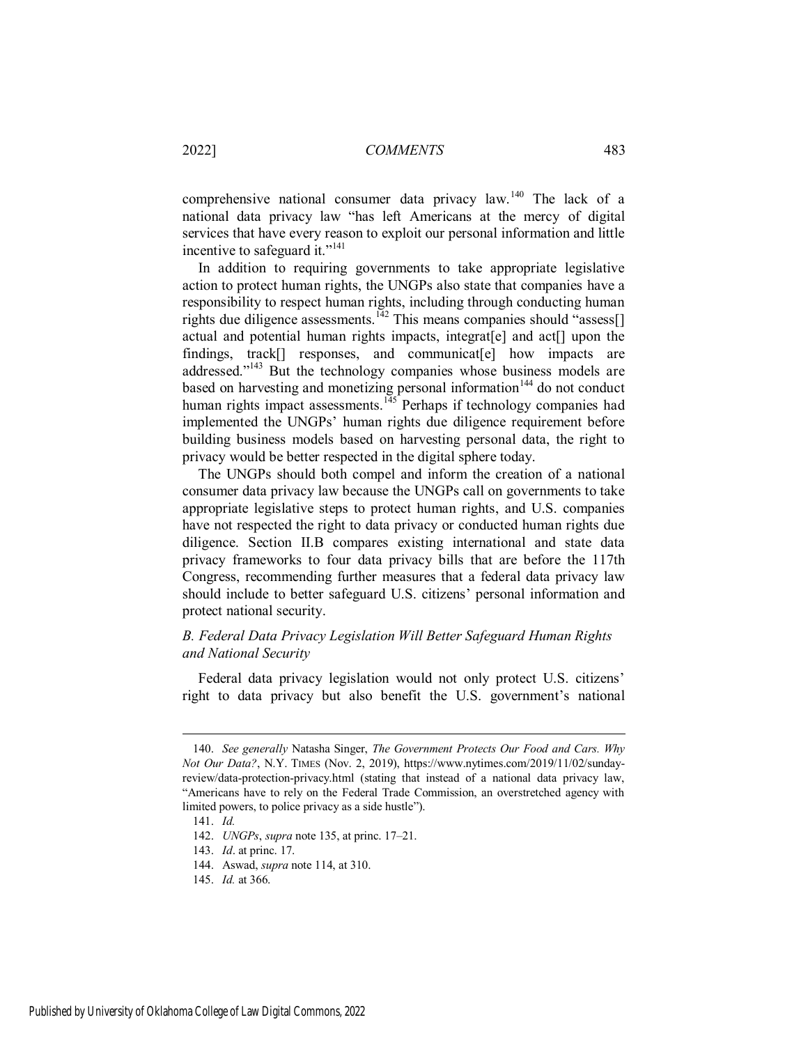comprehensive national consumer data privacy law.[140] The lack of a national data privacy law "has left Americans at the mercy of digital services that have every reason to exploit our personal information and little incentive to safeguard it."[141]

In addition to requiring governments to take appropriate legislative action to protect human rights, the UNGPs also state that companies have a responsibility to respect human rights, including through conducting human rights due diligence assessments.[142] This means companies should "assess[] actual and potential human rights impacts, integrat[e] and act[] upon the findings, track[] responses, and communicat[e] how impacts are addressed."[143] But the technology companies whose business models are based on harvesting and monetizing personal information[144] do not conduct human rights impact assessments.[145] Perhaps if technology companies had implemented the UNGPs' human rights due diligence requirement before building business models based on harvesting personal data, the right to privacy would be better respected in the digital sphere today.

The UNGPs should both compel and inform the creation of a national consumer data privacy law because the UNGPs call on governments to take appropriate legislative steps to protect human rights, and U.S. companies have not respected the right to data privacy or conducted human rights due diligence. Section II.B compares existing international and state data privacy frameworks to four data privacy bills that are before the 117th Congress, recommending further measures that a federal data privacy law should include to better safeguard U.S. citizens' personal information and protect national security.

### *B. Federal Data Privacy Legislation Will Better Safeguard Human Rights and National Security*

Federal data privacy legislation would not only protect U.S. citizens' right to data privacy but also benefit the U.S. government's national

---

140. *See generally* Natasha Singer, *The Government Protects Our Food and Cars. Why Not Our Data?*, N.Y. TIMES (Nov. 2, 2019), https://www.nytimes.com/2019/11/02/sunday-review/data-protection-privacy.html (stating that instead of a national data privacy law, "Americans have to rely on the Federal Trade Commission, an overstretched agency with limited powers, to police privacy as a side hustle").

141. *Id.*

142. *UNGPs*, *supra* note 135, at princ. 17–21.

143. *Id*. at princ. 17.

144. Aswad, *supra* note 114, at 310.

145. *Id.* at 366.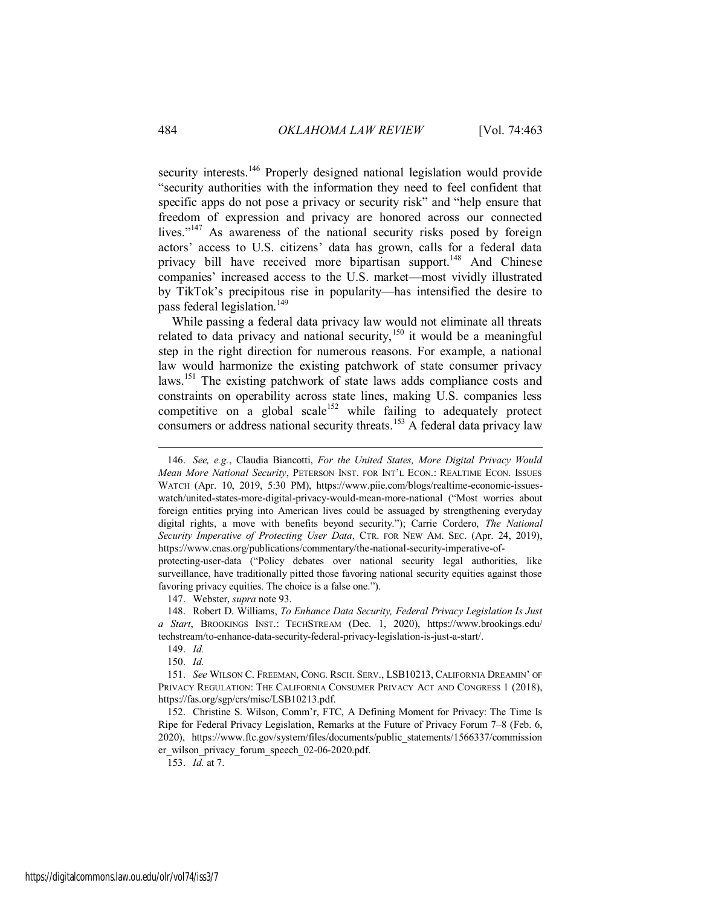security interests.[146] Properly designed national legislation would provide "security authorities with the information they need to feel confident that specific apps do not pose a privacy or security risk" and "help ensure that freedom of expression and privacy are honored across our connected lives."[147] As awareness of the national security risks posed by foreign actors' access to U.S. citizens' data has grown, calls for a federal data privacy bill have received more bipartisan support.[148] And Chinese companies' increased access to the U.S. market—most vividly illustrated by TikTok's precipitous rise in popularity—has intensified the desire to pass federal legislation.[149]

While passing a federal data privacy law would not eliminate all threats related to data privacy and national security,[150] it would be a meaningful step in the right direction for numerous reasons. For example, a national law would harmonize the existing patchwork of state consumer privacy laws.[151] The existing patchwork of state laws adds compliance costs and constraints on operability across state lines, making U.S. companies less competitive on a global scale[152] while failing to adequately protect consumers or address national security threats.[153] A federal data privacy law

---

146. *See, e.g.*, Claudia Biancotti, *For the United States, More Digital Privacy Would Mean More National Security*, PETERSON INST. FOR INT'L ECON.: REALTIME ECON. ISSUES WATCH (Apr. 10, 2019, 5:30 PM), https://www.piie.com/blogs/realtime-economic-issues-watch/united-states-more-digital-privacy-would-mean-more-national ("Most worries about foreign entities prying into American lives could be assuaged by strengthening everyday digital rights, a move with benefits beyond security."); Carrie Cordero, *The National Security Imperative of Protecting User Data*, CTR. FOR NEW AM. SEC. (Apr. 24, 2019), https://www.cnas.org/publications/commentary/the-national-security-imperative-of-protecting-user-data ("Policy debates over national security legal authorities, like surveillance, have traditionally pitted those favoring national security equities against those favoring privacy equities. The choice is a false one.").

147. Webster, *supra* note 93.

148. Robert D. Williams, *To Enhance Data Security, Federal Privacy Legislation Is Just a Start*, BROOKINGS INST.: TECHSTREAM (Dec. 1, 2020), https://www.brookings.edu/techstream/to-enhance-data-security-federal-privacy-legislation-is-just-a-start/.

149. *Id.*

150. *Id.*

151. *See* WILSON C. FREEMAN, CONG. RSCH. SERV., LSB10213, CALIFORNIA DREAMIN' OF PRIVACY REGULATION: THE CALIFORNIA CONSUMER PRIVACY ACT AND CONGRESS 1 (2018), https://fas.org/sgp/crs/misc/LSB10213.pdf.

152. Christine S. Wilson, Comm'r, FTC, A Defining Moment for Privacy: The Time Is Ripe for Federal Privacy Legislation, Remarks at the Future of Privacy Forum 7–8 (Feb. 6, 2020), https://www.ftc.gov/system/files/documents/public_statements/1566337/commissioner_wilson_privacy_forum_speech_02-06-2020.pdf.

153. *Id.* at 7.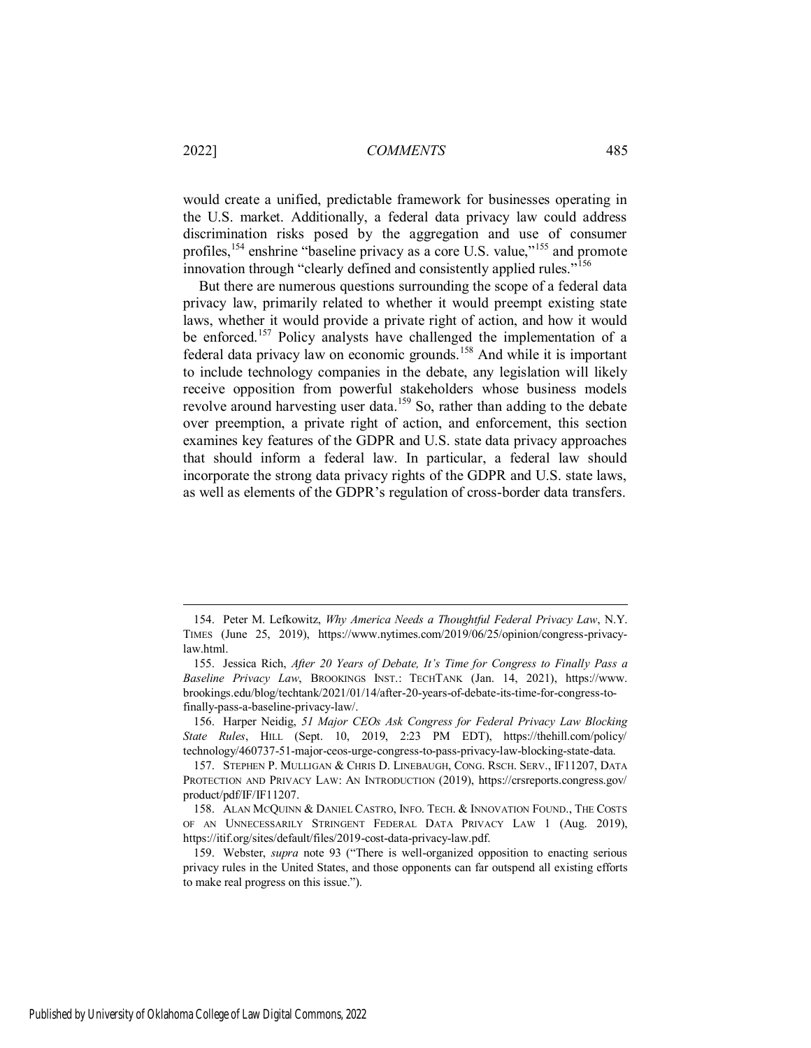would create a unified, predictable framework for businesses operating in the U.S. market. Additionally, a federal data privacy law could address discrimination risks posed by the aggregation and use of consumer profiles,[154] enshrine "baseline privacy as a core U.S. value,"[155] and promote innovation through "clearly defined and consistently applied rules."[156]

But there are numerous questions surrounding the scope of a federal data privacy law, primarily related to whether it would preempt existing state laws, whether it would provide a private right of action, and how it would be enforced.[157] Policy analysts have challenged the implementation of a federal data privacy law on economic grounds.[158] And while it is important to include technology companies in the debate, any legislation will likely receive opposition from powerful stakeholders whose business models revolve around harvesting user data.[159] So, rather than adding to the debate over preemption, a private right of action, and enforcement, this section examines key features of the GDPR and U.S. state data privacy approaches that should inform a federal law. In particular, a federal law should incorporate the strong data privacy rights of the GDPR and U.S. state laws, as well as elements of the GDPR's regulation of cross-border data transfers.

---

154. Peter M. Lefkowitz, *Why America Needs a Thoughtful Federal Privacy Law*, N.Y. TIMES (June 25, 2019), https://www.nytimes.com/2019/06/25/opinion/congress-privacy-law.html.

155. Jessica Rich, *After 20 Years of Debate, It's Time for Congress to Finally Pass a Baseline Privacy Law*, BROOKINGS INST.: TECHTANK (Jan. 14, 2021), https://www.brookings.edu/blog/techtank/2021/01/14/after-20-years-of-debate-its-time-for-congress-to-finally-pass-a-baseline-privacy-law/.

156. Harper Neidig, *51 Major CEOs Ask Congress for Federal Privacy Law Blocking State Rules*, HILL (Sept. 10, 2019, 2:23 PM EDT), https://thehill.com/policy/technology/460737-51-major-ceos-urge-congress-to-pass-privacy-law-blocking-state-data.

157. STEPHEN P. MULLIGAN & CHRIS D. LINEBAUGH, CONG. RSCH. SERV., IF11207, DATA PROTECTION AND PRIVACY LAW: AN INTRODUCTION (2019), https://crsreports.congress.gov/product/pdf/IF/IF11207.

158. ALAN MCQUINN & DANIEL CASTRO, INFO. TECH. & INNOVATION FOUND., THE COSTS OF AN UNNECESSARILY STRINGENT FEDERAL DATA PRIVACY LAW 1 (Aug. 2019), https://itif.org/sites/default/files/2019-cost-data-privacy-law.pdf.

159. Webster, *supra* note 93 ("There is well-organized opposition to enacting serious privacy rules in the United States, and those opponents can far outspend all existing efforts to make real progress on this issue.").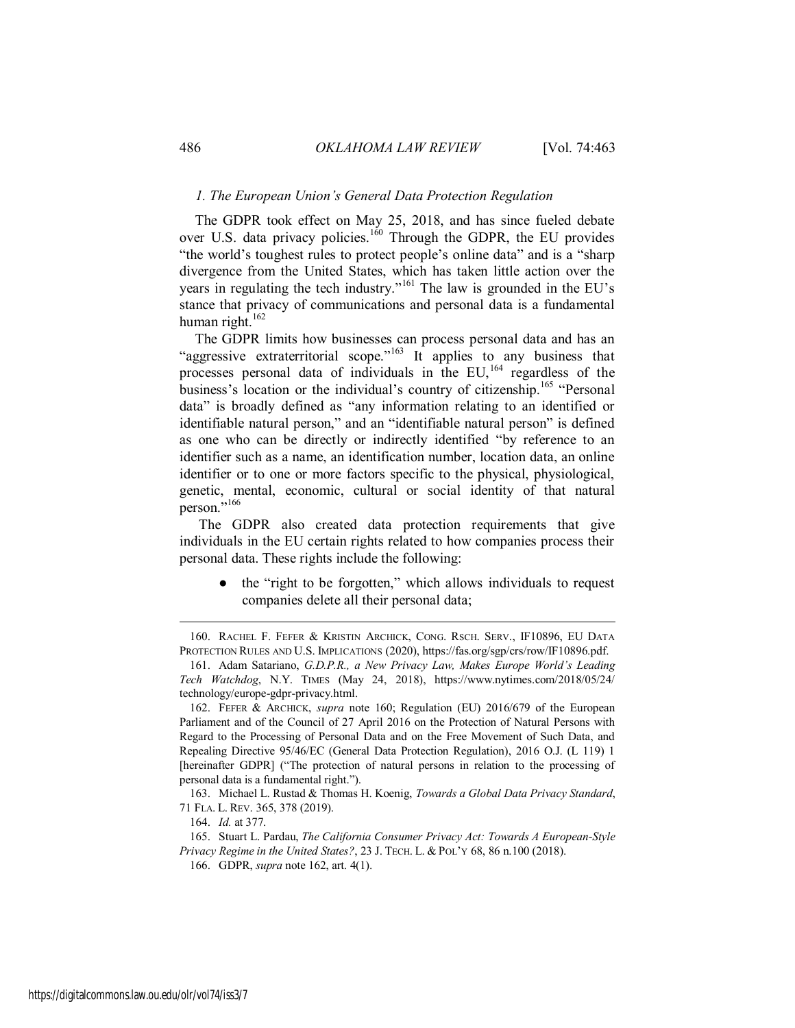### *1. The European Union's General Data Protection Regulation*

The GDPR took effect on May 25, 2018, and has since fueled debate over U.S. data privacy policies.[160] Through the GDPR, the EU provides "the world's toughest rules to protect people's online data" and is a "sharp divergence from the United States, which has taken little action over the years in regulating the tech industry."[161] The law is grounded in the EU's stance that privacy of communications and personal data is a fundamental human right.[162]

The GDPR limits how businesses can process personal data and has an "aggressive extraterritorial scope."[163] It applies to any business that processes personal data of individuals in the EU,[164] regardless of the business's location or the individual's country of citizenship.[165] "Personal data" is broadly defined as "any information relating to an identified or identifiable natural person," and an "identifiable natural person" is defined as one who can be directly or indirectly identified "by reference to an identifier such as a name, an identification number, location data, an online identifier or to one or more factors specific to the physical, physiological, genetic, mental, economic, cultural or social identity of that natural person."[166]

The GDPR also created data protection requirements that give individuals in the EU certain rights related to how companies process their personal data. These rights include the following:

- the "right to be forgotten," which allows individuals to request companies delete all their personal data;

---

160. RACHEL F. FEFER & KRISTIN ARCHICK, CONG. RSCH. SERV., IF10896, EU DATA PROTECTION RULES AND U.S. IMPLICATIONS (2020), https://fas.org/sgp/crs/row/IF10896.pdf.

161. Adam Satariano, *G.D.P.R., a New Privacy Law, Makes Europe World's Leading Tech Watchdog*, N.Y. TIMES (May 24, 2018), https://www.nytimes.com/2018/05/24/technology/europe-gdpr-privacy.html.

162. FEFER & ARCHICK, *supra* note 160; Regulation (EU) 2016/679 of the European Parliament and of the Council of 27 April 2016 on the Protection of Natural Persons with Regard to the Processing of Personal Data and on the Free Movement of Such Data, and Repealing Directive 95/46/EC (General Data Protection Regulation), 2016 O.J. (L 119) 1 [hereinafter GDPR] ("The protection of natural persons in relation to the processing of personal data is a fundamental right.").

163. Michael L. Rustad & Thomas H. Koenig, *Towards a Global Data Privacy Standard*, 71 FLA. L. REV. 365, 378 (2019).

164. *Id.* at 377.

165. Stuart L. Pardau, *The California Consumer Privacy Act: Towards A European-Style Privacy Regime in the United States?*, 23 J. TECH. L. & POL'Y 68, 86 n.100 (2018).

166. GDPR, *supra* note 162, art. 4(1).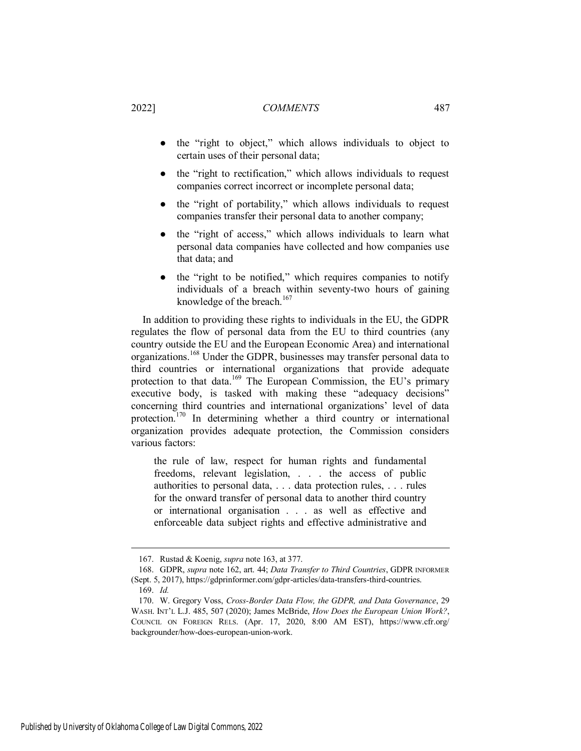- the "right to object," which allows individuals to object to certain uses of their personal data;
- the "right to rectification," which allows individuals to request companies correct incorrect or incomplete personal data;
- the "right of portability," which allows individuals to request companies transfer their personal data to another company;
- the "right of access," which allows individuals to learn what personal data companies have collected and how companies use that data; and
- the "right to be notified," which requires companies to notify individuals of a breach within seventy-two hours of gaining knowledge of the breach.[167]

In addition to providing these rights to individuals in the EU, the GDPR regulates the flow of personal data from the EU to third countries (any country outside the EU and the European Economic Area) and international organizations.[168] Under the GDPR, businesses may transfer personal data to third countries or international organizations that provide adequate protection to that data.[169] The European Commission, the EU's primary executive body, is tasked with making these "adequacy decisions" concerning third countries and international organizations' level of data protection.[170] In determining whether a third country or international organization provides adequate protection, the Commission considers various factors:

> the rule of law, respect for human rights and fundamental freedoms, relevant legislation, . . . the access of public authorities to personal data, . . . data protection rules, . . . rules for the onward transfer of personal data to another third country or international organisation . . . as well as effective and enforceable data subject rights and effective administrative and

---

167. Rustad & Koenig, *supra* note 163, at 377.

168. GDPR, *supra* note 162, art. 44; *Data Transfer to Third Countries*, GDPR INFORMER (Sept. 5, 2017), https://gdprinformer.com/gdpr-articles/data-transfers-third-countries.

169. *Id.*

170. W. Gregory Voss, *Cross-Border Data Flow, the GDPR, and Data Governance*, 29 WASH. INT'L L.J. 485, 507 (2020); James McBride, *How Does the European Union Work?*, COUNCIL ON FOREIGN RELS. (Apr. 17, 2020, 8:00 AM EST), https://www.cfr.org/backgrounder/how-does-european-union-work.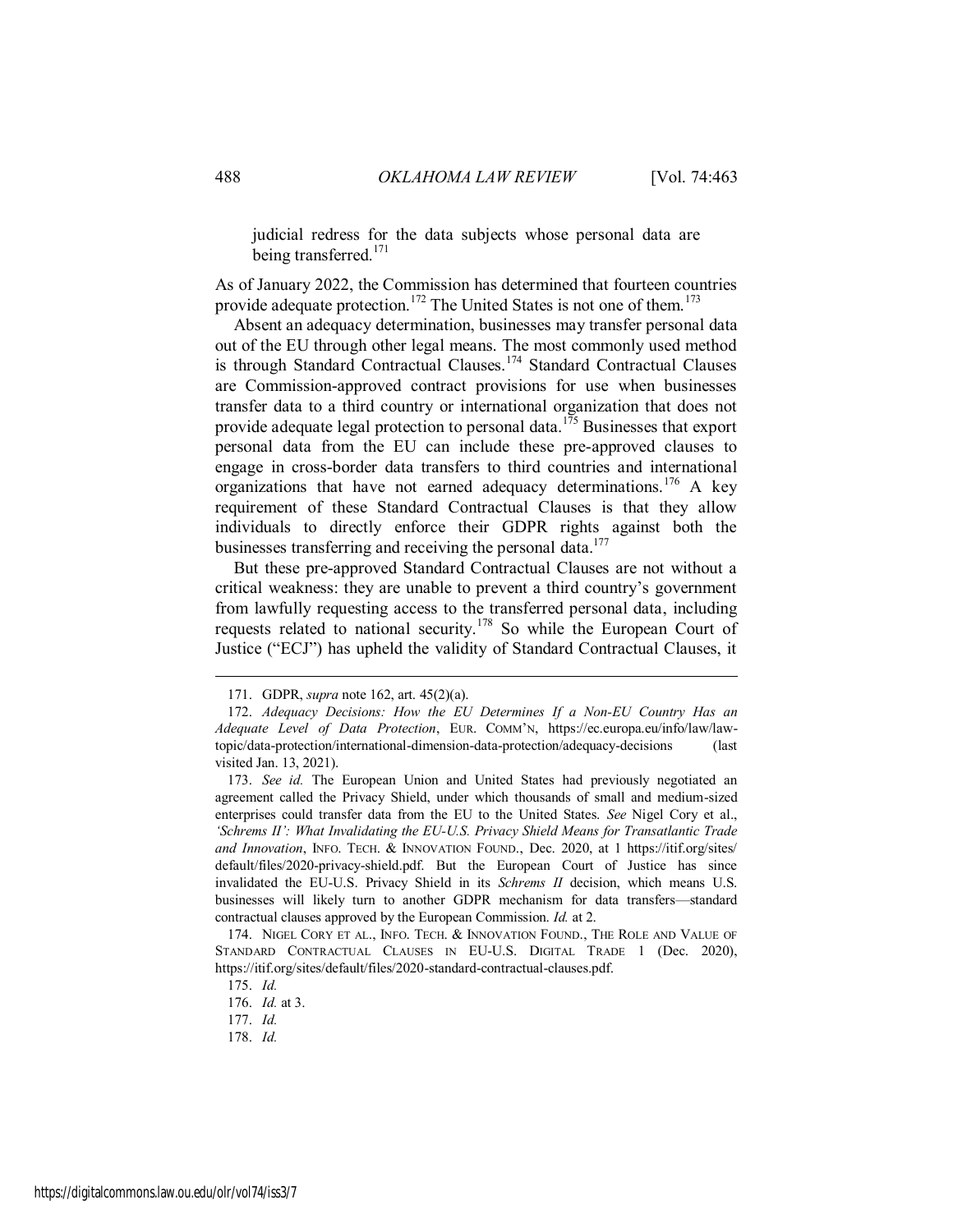judicial redress for the data subjects whose personal data are being transferred.[171]

As of January 2022, the Commission has determined that fourteen countries provide adequate protection.[172] The United States is not one of them.[173]

Absent an adequacy determination, businesses may transfer personal data out of the EU through other legal means. The most commonly used method is through Standard Contractual Clauses.[174] Standard Contractual Clauses are Commission-approved contract provisions for use when businesses transfer data to a third country or international organization that does not provide adequate legal protection to personal data.[175] Businesses that export personal data from the EU can include these pre-approved clauses to engage in cross-border data transfers to third countries and international organizations that have not earned adequacy determinations.[176] A key requirement of these Standard Contractual Clauses is that they allow individuals to directly enforce their GDPR rights against both the businesses transferring and receiving the personal data.[177]

But these pre-approved Standard Contractual Clauses are not without a critical weakness: they are unable to prevent a third country's government from lawfully requesting access to the transferred personal data, including requests related to national security.[178] So while the European Court of Justice ("ECJ") has upheld the validity of Standard Contractual Clauses, it

---

171. GDPR, *supra* note 162, art. 45(2)(a).

172. *Adequacy Decisions: How the EU Determines If a Non-EU Country Has an Adequate Level of Data Protection*, EUR. COMM'N, https://ec.europa.eu/info/law/law-topic/data-protection/international-dimension-data-protection/adequacy-decisions (last visited Jan. 13, 2021).

173. *See id.* The European Union and United States had previously negotiated an agreement called the Privacy Shield, under which thousands of small and medium-sized enterprises could transfer data from the EU to the United States. *See* Nigel Cory et al., *'Schrems II': What Invalidating the EU-U.S. Privacy Shield Means for Transatlantic Trade and Innovation*, INFO. TECH. & INNOVATION FOUND., Dec. 2020, at 1 https://itif.org/sites/default/files/2020-privacy-shield.pdf. But the European Court of Justice has since invalidated the EU-U.S. Privacy Shield in its *Schrems II* decision, which means U.S. businesses will likely turn to another GDPR mechanism for data transfers—standard contractual clauses approved by the European Commission. *Id.* at 2.

174. NIGEL CORY ET AL., INFO. TECH. & INNOVATION FOUND., THE ROLE AND VALUE OF STANDARD CONTRACTUAL CLAUSES IN EU-U.S. DIGITAL TRADE 1 (Dec. 2020), https://itif.org/sites/default/files/2020-standard-contractual-clauses.pdf.

175. *Id.*

176. *Id.* at 3.

177. *Id.*

178. *Id.*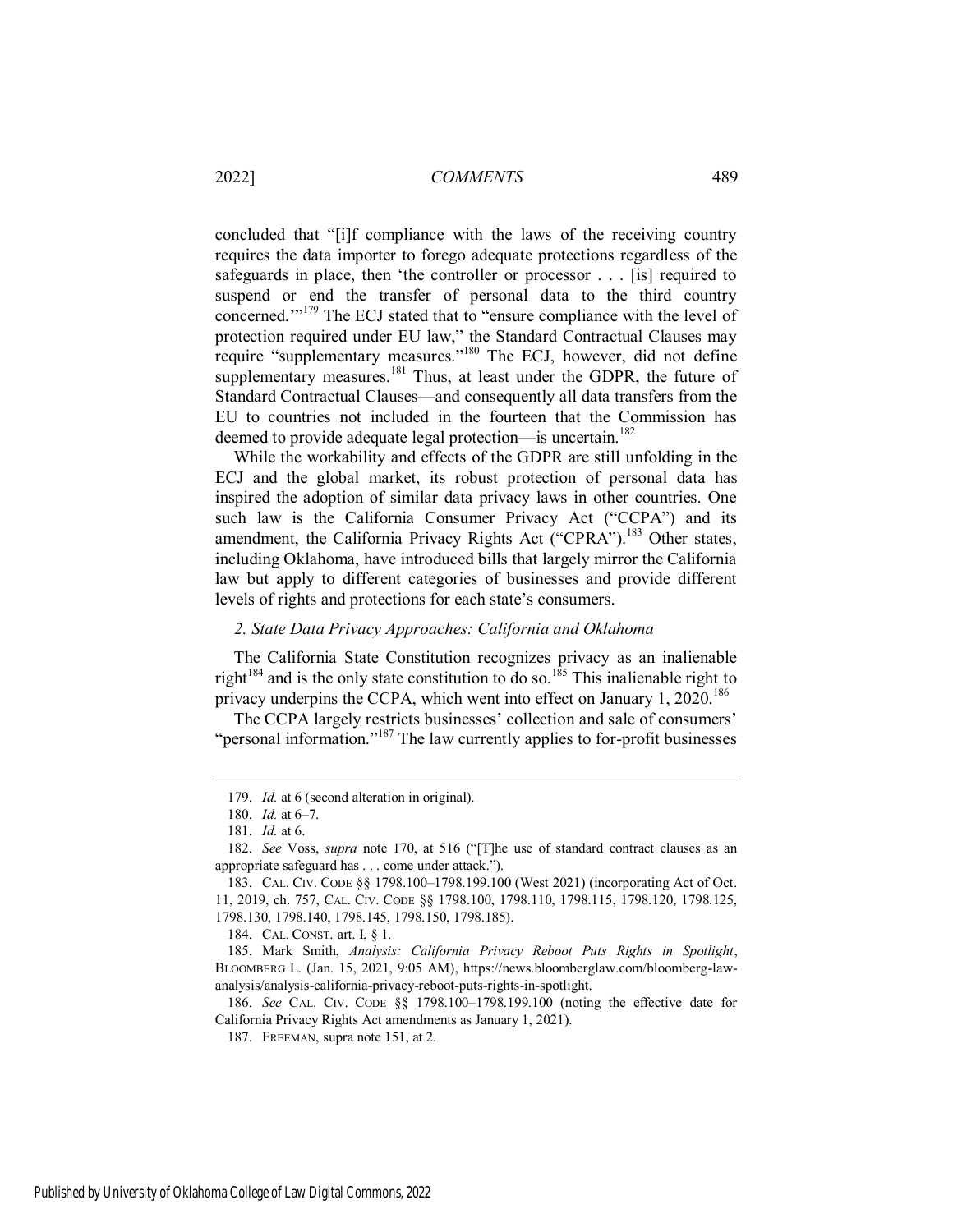concluded that "[i]f compliance with the laws of the receiving country requires the data importer to forego adequate protections regardless of the safeguards in place, then 'the controller or processor . . . [is] required to suspend or end the transfer of personal data to the third country concerned.'"[179] The ECJ stated that to "ensure compliance with the level of protection required under EU law," the Standard Contractual Clauses may require "supplementary measures."[180] The ECJ, however, did not define supplementary measures.[181] Thus, at least under the GDPR, the future of Standard Contractual Clauses—and consequently all data transfers from the EU to countries not included in the fourteen that the Commission has deemed to provide adequate legal protection—is uncertain.[182]

While the workability and effects of the GDPR are still unfolding in the ECJ and the global market, its robust protection of personal data has inspired the adoption of similar data privacy laws in other countries. One such law is the California Consumer Privacy Act ("CCPA") and its amendment, the California Privacy Rights Act ("CPRA").[183] Other states, including Oklahoma, have introduced bills that largely mirror the California law but apply to different categories of businesses and provide different levels of rights and protections for each state's consumers.

*2. State Data Privacy Approaches: California and Oklahoma*

The California State Constitution recognizes privacy as an inalienable right[184] and is the only state constitution to do so.[185] This inalienable right to privacy underpins the CCPA, which went into effect on January 1, 2020.[186]

The CCPA largely restricts businesses' collection and sale of consumers' "personal information."[187] The law currently applies to for-profit businesses

---

179. *Id.* at 6 (second alteration in original).

180. *Id.* at 6–7.

181. *Id.* at 6.

182. *See* Voss, *supra* note 170, at 516 ("[T]he use of standard contract clauses as an appropriate safeguard has . . . come under attack.").

183. CAL. CIV. CODE §§ 1798.100–1798.199.100 (West 2021) (incorporating Act of Oct. 11, 2019, ch. 757, CAL. CIV. CODE §§ 1798.100, 1798.110, 1798.115, 1798.120, 1798.125, 1798.130, 1798.140, 1798.145, 1798.150, 1798.185).

184. CAL. CONST. art. I, § 1.

185. Mark Smith, *Analysis: California Privacy Reboot Puts Rights in Spotlight*, BLOOMBERG L. (Jan. 15, 2021, 9:05 AM), https://news.bloomberglaw.com/bloomberg-law-analysis/analysis-california-privacy-reboot-puts-rights-in-spotlight.

186. *See* CAL. CIV. CODE §§ 1798.100–1798.199.100 (noting the effective date for California Privacy Rights Act amendments as January 1, 2021).

187. FREEMAN, supra note 151, at 2.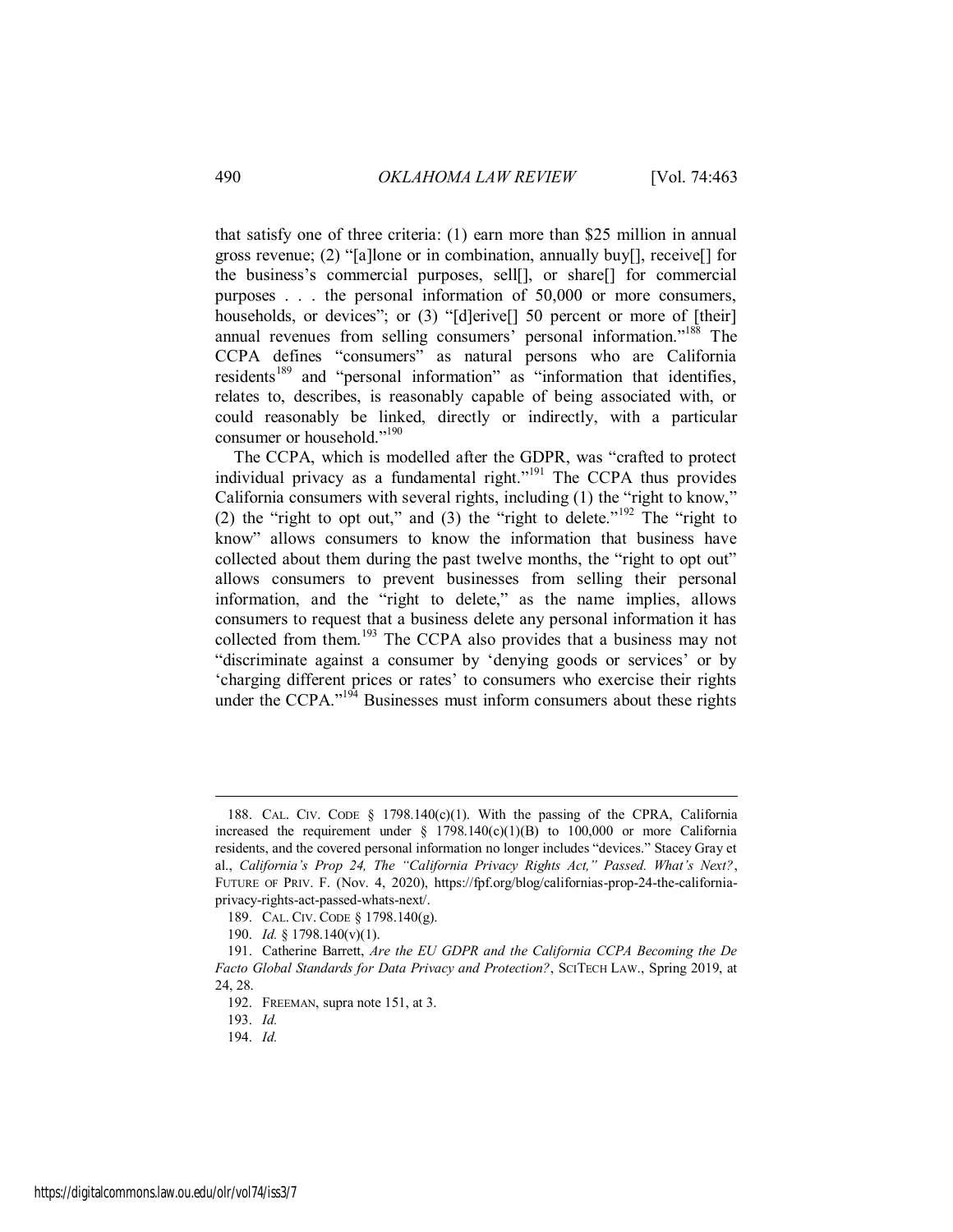that satisfy one of three criteria: (1) earn more than $25 million in annual gross revenue; (2) "[a]lone or in combination, annually buy[], receive[] for the business's commercial purposes, sell[], or share[] for commercial purposes . . . the personal information of 50,000 or more consumers, households, or devices"; or (3) "[d]erive[] 50 percent or more of [their] annual revenues from selling consumers' personal information."[188] The CCPA defines "consumers" as natural persons who are California residents[189] and "personal information" as "information that identifies, relates to, describes, is reasonably capable of being associated with, or could reasonably be linked, directly or indirectly, with a particular consumer or household."[190]

The CCPA, which is modelled after the GDPR, was "crafted to protect individual privacy as a fundamental right."[191] The CCPA thus provides California consumers with several rights, including (1) the "right to know," (2) the "right to opt out," and (3) the "right to delete."[192] The "right to know" allows consumers to know the information that business have collected about them during the past twelve months, the "right to opt out" allows consumers to prevent businesses from selling their personal information, and the "right to delete," as the name implies, allows consumers to request that a business delete any personal information it has collected from them.[193] The CCPA also provides that a business may not "discriminate against a consumer by 'denying goods or services' or by 'charging different prices or rates' to consumers who exercise their rights under the CCPA."[194] Businesses must inform consumers about these rights

---

188. CAL. CIV. CODE § 1798.140(c)(1). With the passing of the CPRA, California increased the requirement under § 1798.140(c)(1)(B) to 100,000 or more California residents, and the covered personal information no longer includes "devices." Stacey Gray et al., *California's Prop 24, The "California Privacy Rights Act," Passed. What's Next?*, FUTURE OF PRIV. F. (Nov. 4, 2020), https://fpf.org/blog/californias-prop-24-the-california-privacy-rights-act-passed-whats-next/.

189. CAL. CIV. CODE § 1798.140(g).

190. *Id.* § 1798.140(v)(1).

191. Catherine Barrett, *Are the EU GDPR and the California CCPA Becoming the De Facto Global Standards for Data Privacy and Protection?*, SCITECH LAW., Spring 2019, at 24, 28.

192. FREEMAN, supra note 151, at 3.

193. *Id.*

194. *Id.*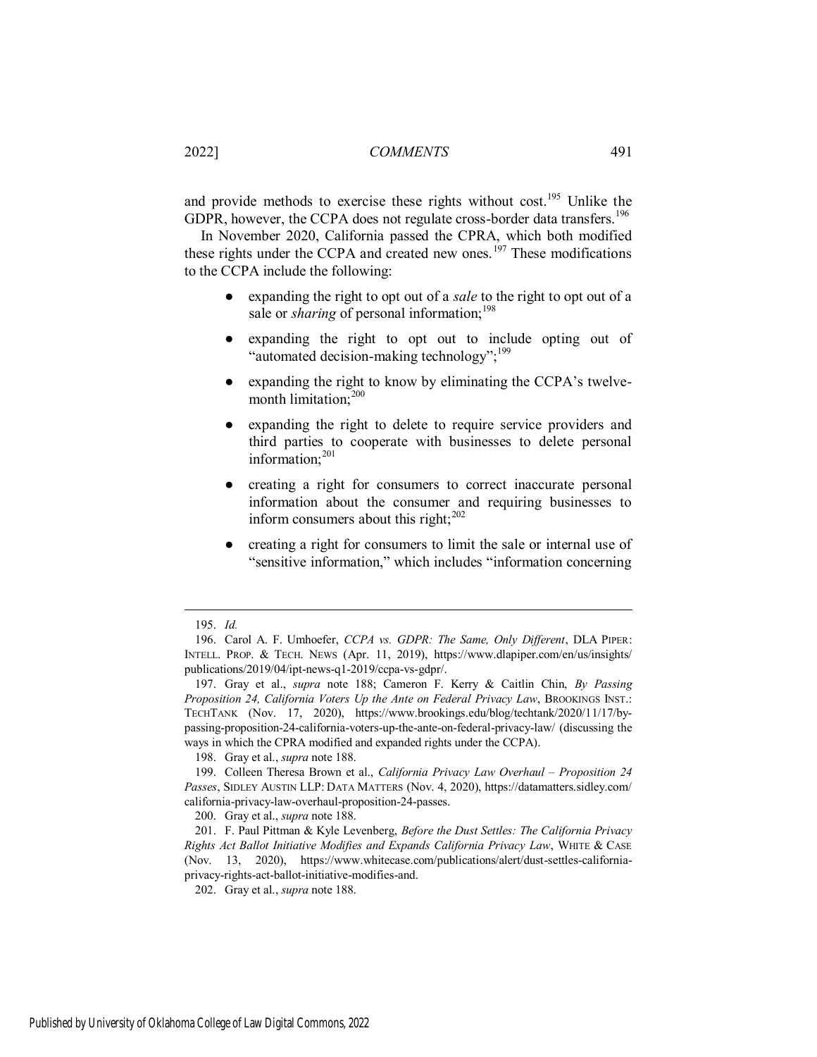and provide methods to exercise these rights without cost.[195] Unlike the GDPR, however, the CCPA does not regulate cross-border data transfers.[196]

In November 2020, California passed the CPRA, which both modified these rights under the CCPA and created new ones.[197] These modifications to the CCPA include the following:

- expanding the right to opt out of a *sale* to the right to opt out of a sale or *sharing* of personal information;[198]
- expanding the right to opt out to include opting out of "automated decision-making technology";[199]
- expanding the right to know by eliminating the CCPA's twelve-month limitation;[200]
- expanding the right to delete to require service providers and third parties to cooperate with businesses to delete personal information;[201]
- creating a right for consumers to correct inaccurate personal information about the consumer and requiring businesses to inform consumers about this right;[202]
- creating a right for consumers to limit the sale or internal use of "sensitive information," which includes "information concerning

---

195. *Id.*

196. Carol A. F. Umhoefer, *CCPA vs. GDPR: The Same, Only Different*, DLA PIPER: INTELL. PROP. & TECH. NEWS (Apr. 11, 2019), https://www.dlapiper.com/en/us/insights/publications/2019/04/ipt-news-q1-2019/ccpa-vs-gdpr/.

197. Gray et al., *supra* note 188; Cameron F. Kerry & Caitlin Chin, *By Passing Proposition 24, California Voters Up the Ante on Federal Privacy Law*, BROOKINGS INST.: TECHTANK (Nov. 17, 2020), https://www.brookings.edu/blog/techtank/2020/11/17/by-passing-proposition-24-california-voters-up-the-ante-on-federal-privacy-law/ (discussing the ways in which the CPRA modified and expanded rights under the CCPA).

198. Gray et al., *supra* note 188.

199. Colleen Theresa Brown et al., *California Privacy Law Overhaul – Proposition 24 Passes*, SIDLEY AUSTIN LLP: DATA MATTERS (Nov. 4, 2020), https://datamatters.sidley.com/california-privacy-law-overhaul-proposition-24-passes.

200. Gray et al., *supra* note 188.

201. F. Paul Pittman & Kyle Levenberg, *Before the Dust Settles: The California Privacy Rights Act Ballot Initiative Modifies and Expands California Privacy Law*, WHITE & CASE (Nov. 13, 2020), https://www.whitecase.com/publications/alert/dust-settles-california-privacy-rights-act-ballot-initiative-modifies-and.

202. Gray et al., *supra* note 188.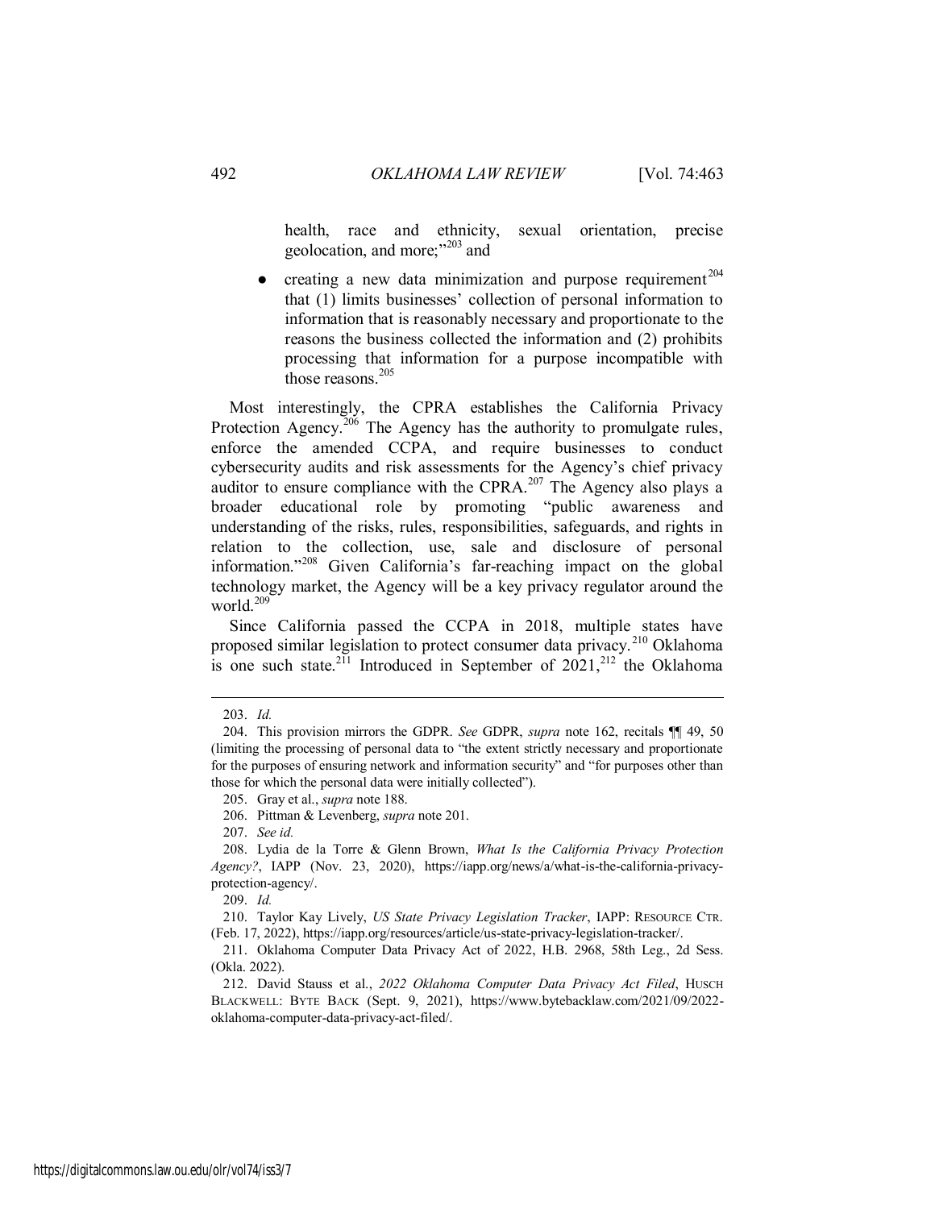health, race and ethnicity, sexual orientation, precise geolocation, and more;"[203] and

- creating a new data minimization and purpose requirement[204] that (1) limits businesses' collection of personal information to information that is reasonably necessary and proportionate to the reasons the business collected the information and (2) prohibits processing that information for a purpose incompatible with those reasons.[205]

Most interestingly, the CPRA establishes the California Privacy Protection Agency.[206] The Agency has the authority to promulgate rules, enforce the amended CCPA, and require businesses to conduct cybersecurity audits and risk assessments for the Agency's chief privacy auditor to ensure compliance with the CPRA.[207] The Agency also plays a broader educational role by promoting "public awareness and understanding of the risks, rules, responsibilities, safeguards, and rights in relation to the collection, use, sale and disclosure of personal information."[208] Given California's far-reaching impact on the global technology market, the Agency will be a key privacy regulator around the world.[209]

Since California passed the CCPA in 2018, multiple states have proposed similar legislation to protect consumer data privacy.[210] Oklahoma is one such state.[211] Introduced in September of 2021,[212] the Oklahoma

---

203. *Id.*

204. This provision mirrors the GDPR. *See* GDPR, *supra* note 162, recitals ¶¶ 49, 50 (limiting the processing of personal data to "the extent strictly necessary and proportionate for the purposes of ensuring network and information security" and "for purposes other than those for which the personal data were initially collected").

205. Gray et al., *supra* note 188.

206. Pittman & Levenberg, *supra* note 201.

207. *See id.*

208. Lydia de la Torre & Glenn Brown, *What Is the California Privacy Protection Agency?*, IAPP (Nov. 23, 2020), https://iapp.org/news/a/what-is-the-california-privacy-protection-agency/.

209. *Id.*

210. Taylor Kay Lively, *US State Privacy Legislation Tracker*, IAPP: RESOURCE CTR. (Feb. 17, 2022), https://iapp.org/resources/article/us-state-privacy-legislation-tracker/.

211. Oklahoma Computer Data Privacy Act of 2022, H.B. 2968, 58th Leg., 2d Sess. (Okla. 2022).

212. David Stauss et al., *2022 Oklahoma Computer Data Privacy Act Filed*, HUSCH BLACKWELL: BYTE BACK (Sept. 9, 2021), https://www.bytebacklaw.com/2021/09/2022-oklahoma-computer-data-privacy-act-filed/.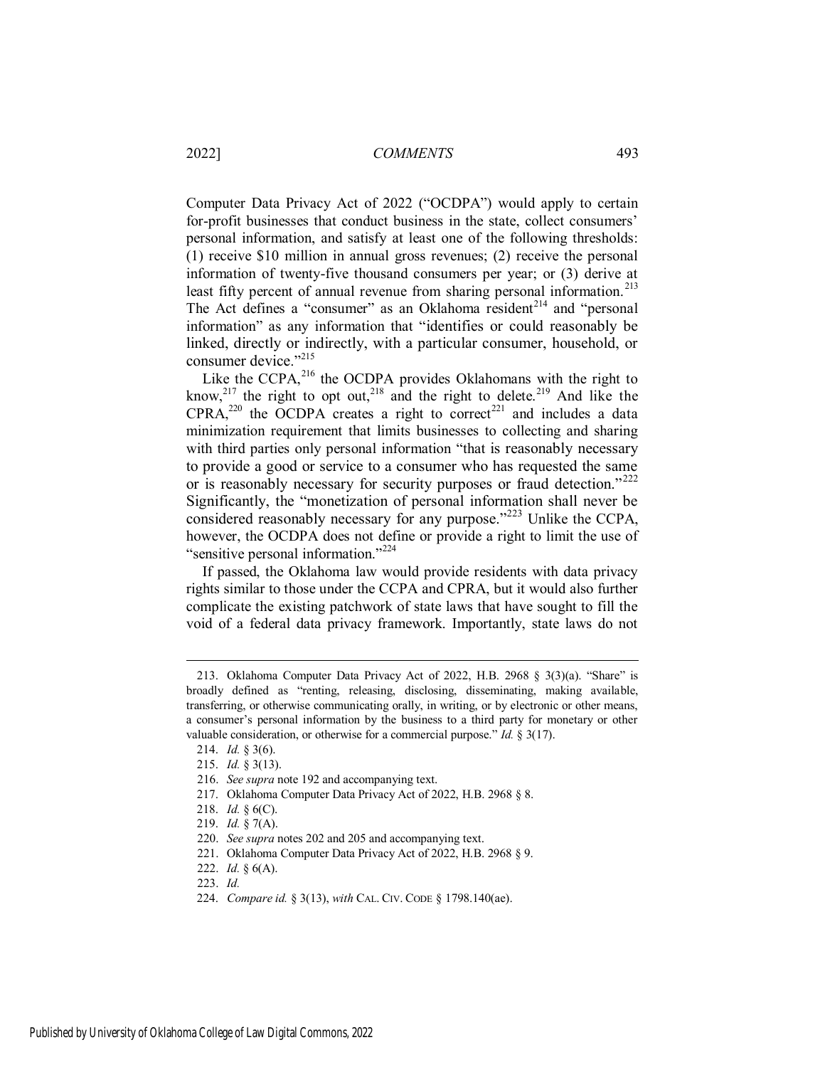Computer Data Privacy Act of 2022 ("OCDPA") would apply to certain for-profit businesses that conduct business in the state, collect consumers' personal information, and satisfy at least one of the following thresholds: (1) receive $10 million in annual gross revenues; (2) receive the personal information of twenty-five thousand consumers per year; or (3) derive at least fifty percent of annual revenue from sharing personal information.[213] The Act defines a "consumer" as an Oklahoma resident[214] and "personal information" as any information that "identifies or could reasonably be linked, directly or indirectly, with a particular consumer, household, or consumer device."[215]

Like the CCPA,[216] the OCDPA provides Oklahomans with the right to know,[217] the right to opt out,[218] and the right to delete.[219] And like the CPRA,[220] the OCDPA creates a right to correct[221] and includes a data minimization requirement that limits businesses to collecting and sharing with third parties only personal information "that is reasonably necessary to provide a good or service to a consumer who has requested the same or is reasonably necessary for security purposes or fraud detection."[222] Significantly, the "monetization of personal information shall never be considered reasonably necessary for any purpose."[223] Unlike the CCPA, however, the OCDPA does not define or provide a right to limit the use of "sensitive personal information."[224]

If passed, the Oklahoma law would provide residents with data privacy rights similar to those under the CCPA and CPRA, but it would also further complicate the existing patchwork of state laws that have sought to fill the void of a federal data privacy framework. Importantly, state laws do not

---

213. Oklahoma Computer Data Privacy Act of 2022, H.B. 2968 § 3(3)(a). "Share" is broadly defined as "renting, releasing, disclosing, disseminating, making available, transferring, or otherwise communicating orally, in writing, or by electronic or other means, a consumer's personal information by the business to a third party for monetary or other valuable consideration, or otherwise for a commercial purpose." *Id.* § 3(17).

214. *Id.* § 3(6).

215. *Id.* § 3(13).

216. *See supra* note 192 and accompanying text.

217. Oklahoma Computer Data Privacy Act of 2022, H.B. 2968 § 8.

218. *Id.* § 6(C).

219. *Id.* § 7(A).

220. *See supra* notes 202 and 205 and accompanying text.

221. Oklahoma Computer Data Privacy Act of 2022, H.B. 2968 § 9.

222. *Id.* § 6(A).

223. *Id.*

224. *Compare id.* § 3(13), *with* CAL. CIV. CODE § 1798.140(ae).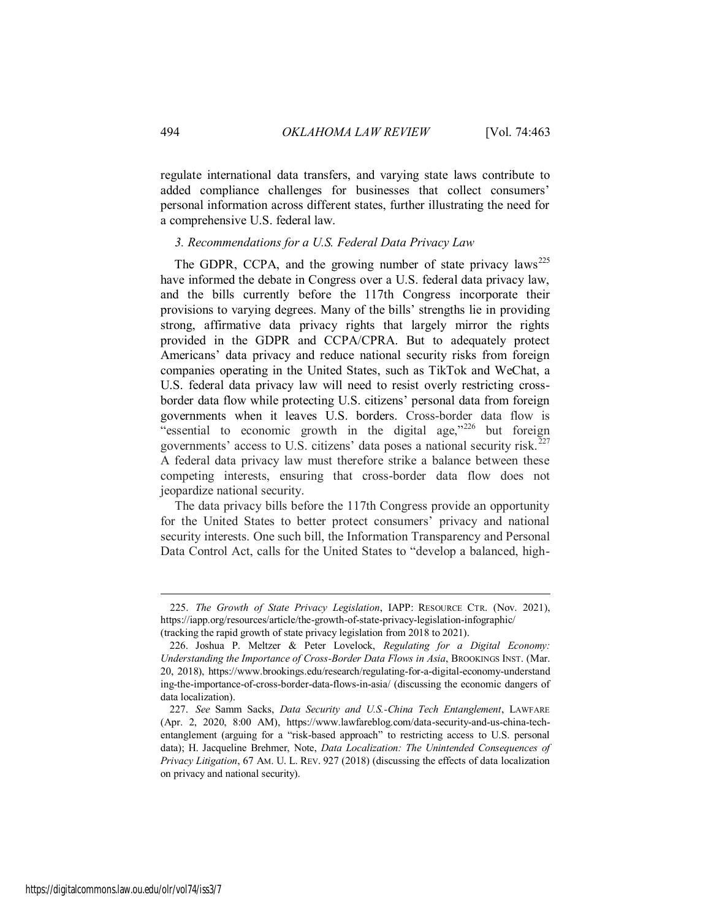regulate international data transfers, and varying state laws contribute to added compliance challenges for businesses that collect consumers' personal information across different states, further illustrating the need for a comprehensive U.S. federal law.

### *3. Recommendations for a U.S. Federal Data Privacy Law*

The GDPR, CCPA, and the growing number of state privacy laws[225] have informed the debate in Congress over a U.S. federal data privacy law, and the bills currently before the 117th Congress incorporate their provisions to varying degrees. Many of the bills' strengths lie in providing strong, affirmative data privacy rights that largely mirror the rights provided in the GDPR and CCPA/CPRA. But to adequately protect Americans' data privacy and reduce national security risks from foreign companies operating in the United States, such as TikTok and WeChat, a U.S. federal data privacy law will need to resist overly restricting cross-border data flow while protecting U.S. citizens' personal data from foreign governments when it leaves U.S. borders. Cross-border data flow is "essential to economic growth in the digital age,"[226] but foreign governments' access to U.S. citizens' data poses a national security risk.[227] A federal data privacy law must therefore strike a balance between these competing interests, ensuring that cross-border data flow does not jeopardize national security.

The data privacy bills before the 117th Congress provide an opportunity for the United States to better protect consumers' privacy and national security interests. One such bill, the Information Transparency and Personal Data Control Act, calls for the United States to "develop a balanced, high-

---

225. *The Growth of State Privacy Legislation*, IAPP: RESOURCE CTR. (Nov. 2021), https://iapp.org/resources/article/the-growth-of-state-privacy-legislation-infographic/ (tracking the rapid growth of state privacy legislation from 2018 to 2021).

226. Joshua P. Meltzer & Peter Lovelock, *Regulating for a Digital Economy: Understanding the Importance of Cross-Border Data Flows in Asia*, BROOKINGS INST. (Mar. 20, 2018), https://www.brookings.edu/research/regulating-for-a-digital-economy-understanding-the-importance-of-cross-border-data-flows-in-asia/ (discussing the economic dangers of data localization).

227. *See* Samm Sacks, *Data Security and U.S.-China Tech Entanglement*, LAWFARE (Apr. 2, 2020, 8:00 AM), https://www.lawfareblog.com/data-security-and-us-china-tech-entanglement (arguing for a "risk-based approach" to restricting access to U.S. personal data); H. Jacqueline Brehmer, Note, *Data Localization: The Unintended Consequences of Privacy Litigation*, 67 AM. U. L. REV. 927 (2018) (discussing the effects of data localization on privacy and national security).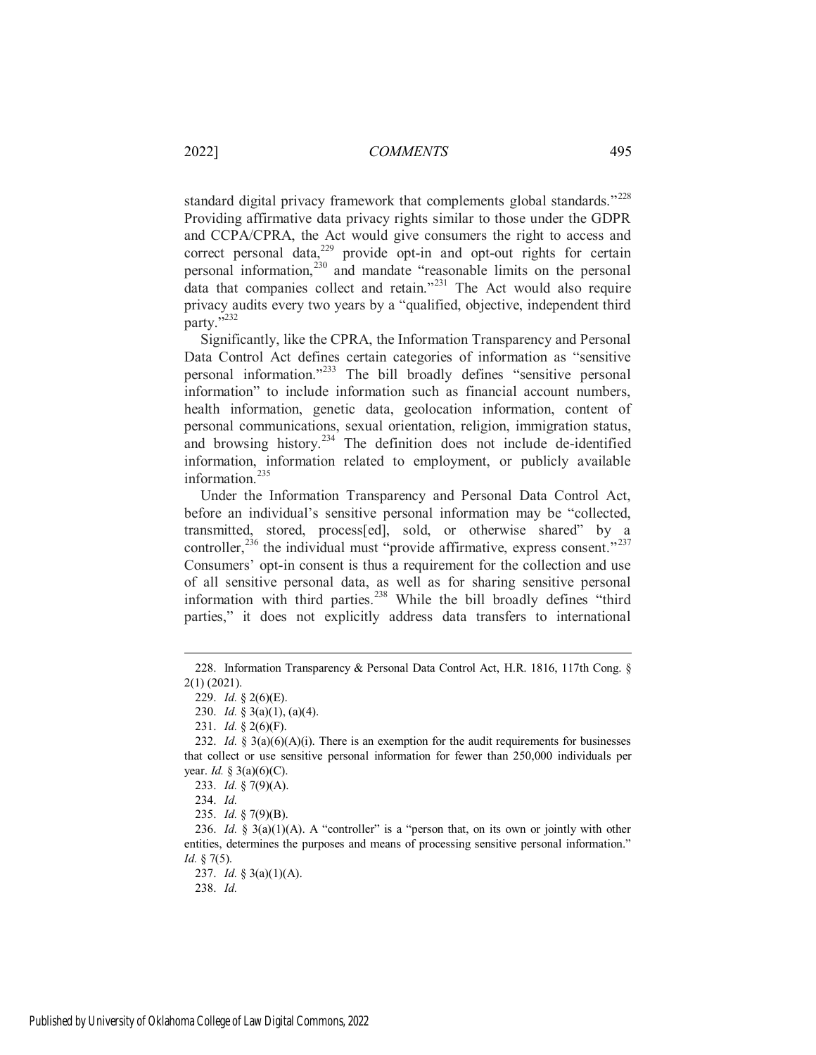standard digital privacy framework that complements global standards."[228] Providing affirmative data privacy rights similar to those under the GDPR and CCPA/CPRA, the Act would give consumers the right to access and correct personal data,[229] provide opt-in and opt-out rights for certain personal information,[230] and mandate "reasonable limits on the personal data that companies collect and retain."[231] The Act would also require privacy audits every two years by a "qualified, objective, independent third party."[232]

Significantly, like the CPRA, the Information Transparency and Personal Data Control Act defines certain categories of information as "sensitive personal information."[233] The bill broadly defines "sensitive personal information" to include information such as financial account numbers, health information, genetic data, geolocation information, content of personal communications, sexual orientation, religion, immigration status, and browsing history.[234] The definition does not include de-identified information, information related to employment, or publicly available information.[235]

Under the Information Transparency and Personal Data Control Act, before an individual's sensitive personal information may be "collected, transmitted, stored, process[ed], sold, or otherwise shared" by a controller,[236] the individual must "provide affirmative, express consent."[237] Consumers' opt-in consent is thus a requirement for the collection and use of all sensitive personal data, as well as for sharing sensitive personal information with third parties.[238] While the bill broadly defines "third parties," it does not explicitly address data transfers to international

---

228. Information Transparency & Personal Data Control Act, H.R. 1816, 117th Cong. § 2(1) (2021).

229. *Id.* § 2(6)(E).

230. *Id.* § 3(a)(1), (a)(4).

231. *Id.* § 2(6)(F).

232. *Id.* § 3(a)(6)(A)(i). There is an exemption for the audit requirements for businesses that collect or use sensitive personal information for fewer than 250,000 individuals per year. *Id.* § 3(a)(6)(C).

233. *Id.* § 7(9)(A).

234. *Id.*

235. *Id.* § 7(9)(B).

236. *Id.* § 3(a)(1)(A). A "controller" is a "person that, on its own or jointly with other entities, determines the purposes and means of processing sensitive personal information." *Id.* § 7(5).

237. *Id.* § 3(a)(1)(A).

238. *Id.*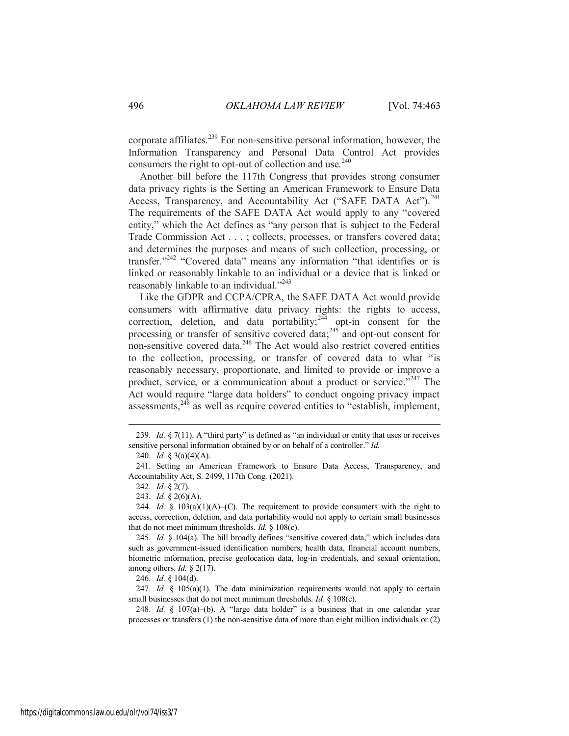corporate affiliates.[239] For non-sensitive personal information, however, the Information Transparency and Personal Data Control Act provides consumers the right to opt-out of collection and use.[240]

Another bill before the 117th Congress that provides strong consumer data privacy rights is the Setting an American Framework to Ensure Data Access, Transparency, and Accountability Act ("SAFE DATA Act").[241] The requirements of the SAFE DATA Act would apply to any "covered entity," which the Act defines as "any person that is subject to the Federal Trade Commission Act . . . ; collects, processes, or transfers covered data; and determines the purposes and means of such collection, processing, or transfer."[242] "Covered data" means any information "that identifies or is linked or reasonably linkable to an individual or a device that is linked or reasonably linkable to an individual."[243]

Like the GDPR and CCPA/CPRA, the SAFE DATA Act would provide consumers with affirmative data privacy rights: the rights to access, correction, deletion, and data portability;[244] opt-in consent for the processing or transfer of sensitive covered data;[245] and opt-out consent for non-sensitive covered data.[246] The Act would also restrict covered entities to the collection, processing, or transfer of covered data to what "is reasonably necessary, proportionate, and limited to provide or improve a product, service, or a communication about a product or service."[247] The Act would require "large data holders" to conduct ongoing privacy impact assessments,[248] as well as require covered entities to "establish, implement,

---

239. *Id.* § 7(11). A "third party" is defined as "an individual or entity that uses or receives sensitive personal information obtained by or on behalf of a controller." *Id.*

240. *Id.* § 3(a)(4)(A).

241. Setting an American Framework to Ensure Data Access, Transparency, and Accountability Act, S. 2499, 117th Cong. (2021).

242. *Id.* § 2(7).

243. *Id.* § 2(6)(A).

244. *Id.* § 103(a)(1)(A)–(C). The requirement to provide consumers with the right to access, correction, deletion, and data portability would not apply to certain small businesses that do not meet minimum thresholds. *Id.* § 108(c).

245. *Id.* § 104(a). The bill broadly defines "sensitive covered data," which includes data such as government-issued identification numbers, health data, financial account numbers, biometric information, precise geolocation data, log-in credentials, and sexual orientation, among others. *Id.* § 2(17).

246. *Id.* § 104(d).

247. *Id.* § 105(a)(1). The data minimization requirements would not apply to certain small businesses that do not meet minimum thresholds. *Id.* § 108(c).

248. *Id.* § 107(a)–(b). A "large data holder" is a business that in one calendar year processes or transfers (1) the non-sensitive data of more than eight million individuals or (2)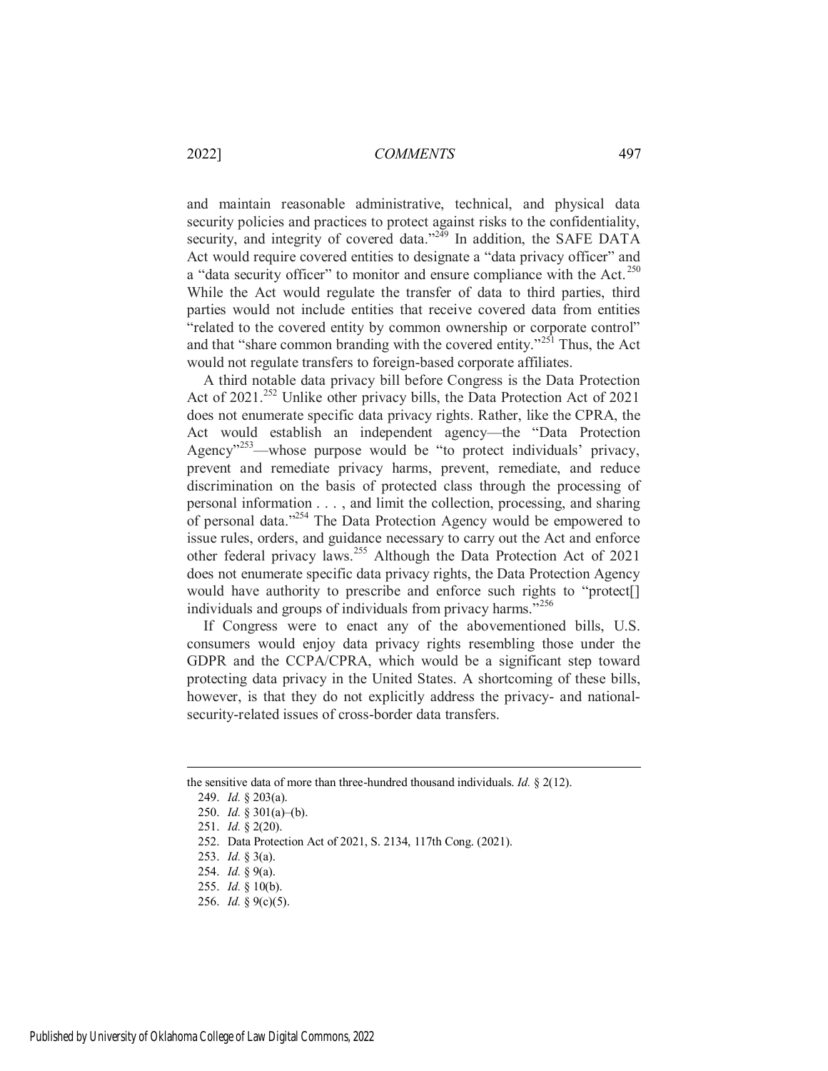and maintain reasonable administrative, technical, and physical data security policies and practices to protect against risks to the confidentiality, security, and integrity of covered data."[249] In addition, the SAFE DATA Act would require covered entities to designate a "data privacy officer" and a "data security officer" to monitor and ensure compliance with the Act.[250] While the Act would regulate the transfer of data to third parties, third parties would not include entities that receive covered data from entities "related to the covered entity by common ownership or corporate control" and that "share common branding with the covered entity."[251] Thus, the Act would not regulate transfers to foreign-based corporate affiliates.

A third notable data privacy bill before Congress is the Data Protection Act of 2021.[252] Unlike other privacy bills, the Data Protection Act of 2021 does not enumerate specific data privacy rights. Rather, like the CPRA, the Act would establish an independent agency—the "Data Protection Agency"[253]—whose purpose would be "to protect individuals' privacy, prevent and remediate privacy harms, prevent, remediate, and reduce discrimination on the basis of protected class through the processing of personal information . . . , and limit the collection, processing, and sharing of personal data."[254] The Data Protection Agency would be empowered to issue rules, orders, and guidance necessary to carry out the Act and enforce other federal privacy laws.[255] Although the Data Protection Act of 2021 does not enumerate specific data privacy rights, the Data Protection Agency would have authority to prescribe and enforce such rights to "protect[] individuals and groups of individuals from privacy harms."[256]

If Congress were to enact any of the abovementioned bills, U.S. consumers would enjoy data privacy rights resembling those under the GDPR and the CCPA/CPRA, which would be a significant step toward protecting data privacy in the United States. A shortcoming of these bills, however, is that they do not explicitly address the privacy- and national-security-related issues of cross-border data transfers.

---

the sensitive data of more than three-hundred thousand individuals. *Id.* § 2(12).

249. *Id.* § 203(a).

250. *Id.* § 301(a)–(b).

251. *Id.* § 2(20).

252. Data Protection Act of 2021, S. 2134, 117th Cong. (2021).

253. *Id.* § 3(a).

254. *Id.* § 9(a).

255. *Id.* § 10(b).

256. *Id.* § 9(c)(5).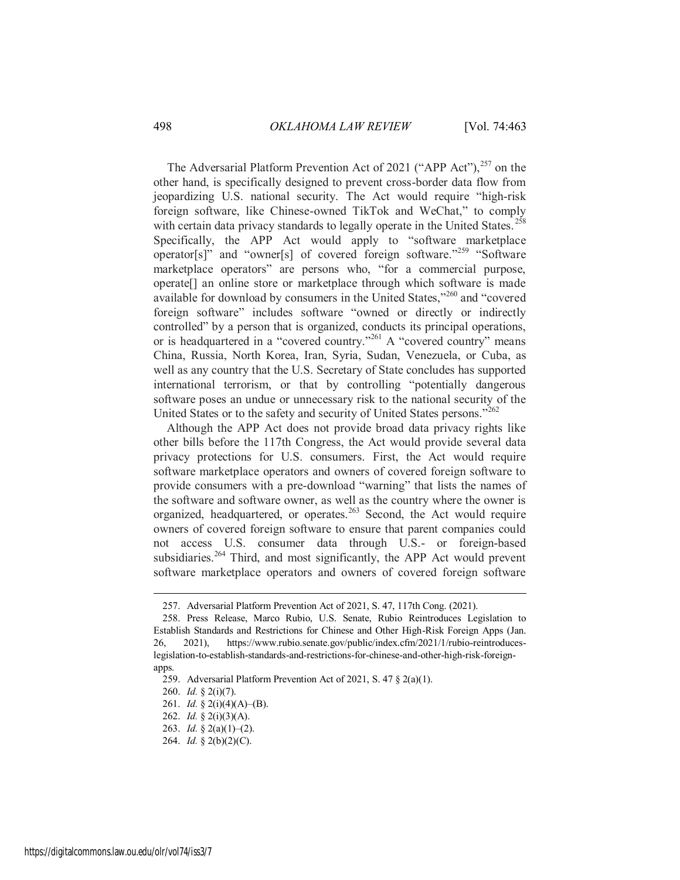The Adversarial Platform Prevention Act of 2021 ("APP Act"),[257] on the other hand, is specifically designed to prevent cross-border data flow from jeopardizing U.S. national security. The Act would require "high-risk foreign software, like Chinese-owned TikTok and WeChat," to comply with certain data privacy standards to legally operate in the United States.[258] Specifically, the APP Act would apply to "software marketplace operator[s]" and "owner[s] of covered foreign software."[259] "Software marketplace operators" are persons who, "for a commercial purpose, operate[] an online store or marketplace through which software is made available for download by consumers in the United States,"[260] and "covered foreign software" includes software "owned or directly or indirectly controlled" by a person that is organized, conducts its principal operations, or is headquartered in a "covered country."[261] A "covered country" means China, Russia, North Korea, Iran, Syria, Sudan, Venezuela, or Cuba, as well as any country that the U.S. Secretary of State concludes has supported international terrorism, or that by controlling "potentially dangerous software poses an undue or unnecessary risk to the national security of the United States or to the safety and security of United States persons."[262]

Although the APP Act does not provide broad data privacy rights like other bills before the 117th Congress, the Act would provide several data privacy protections for U.S. consumers. First, the Act would require software marketplace operators and owners of covered foreign software to provide consumers with a pre-download "warning" that lists the names of the software and software owner, as well as the country where the owner is organized, headquartered, or operates.[263] Second, the Act would require owners of covered foreign software to ensure that parent companies could not access U.S. consumer data through U.S.- or foreign-based subsidiaries.[264] Third, and most significantly, the APP Act would prevent software marketplace operators and owners of covered foreign software

---

257. Adversarial Platform Prevention Act of 2021, S. 47, 117th Cong. (2021).

258. Press Release, Marco Rubio, U.S. Senate, Rubio Reintroduces Legislation to Establish Standards and Restrictions for Chinese and Other High-Risk Foreign Apps (Jan. 26, 2021), https://www.rubio.senate.gov/public/index.cfm/2021/1/rubio-reintroduces-legislation-to-establish-standards-and-restrictions-for-chinese-and-other-high-risk-foreign-apps.

259. Adversarial Platform Prevention Act of 2021, S. 47 § 2(a)(1).

260. *Id.* § 2(i)(7).

261. *Id.* § 2(i)(4)(A)–(B).

262. *Id.* § 2(i)(3)(A).

263. *Id.* § 2(a)(1)–(2).

264. *Id.* § 2(b)(2)(C).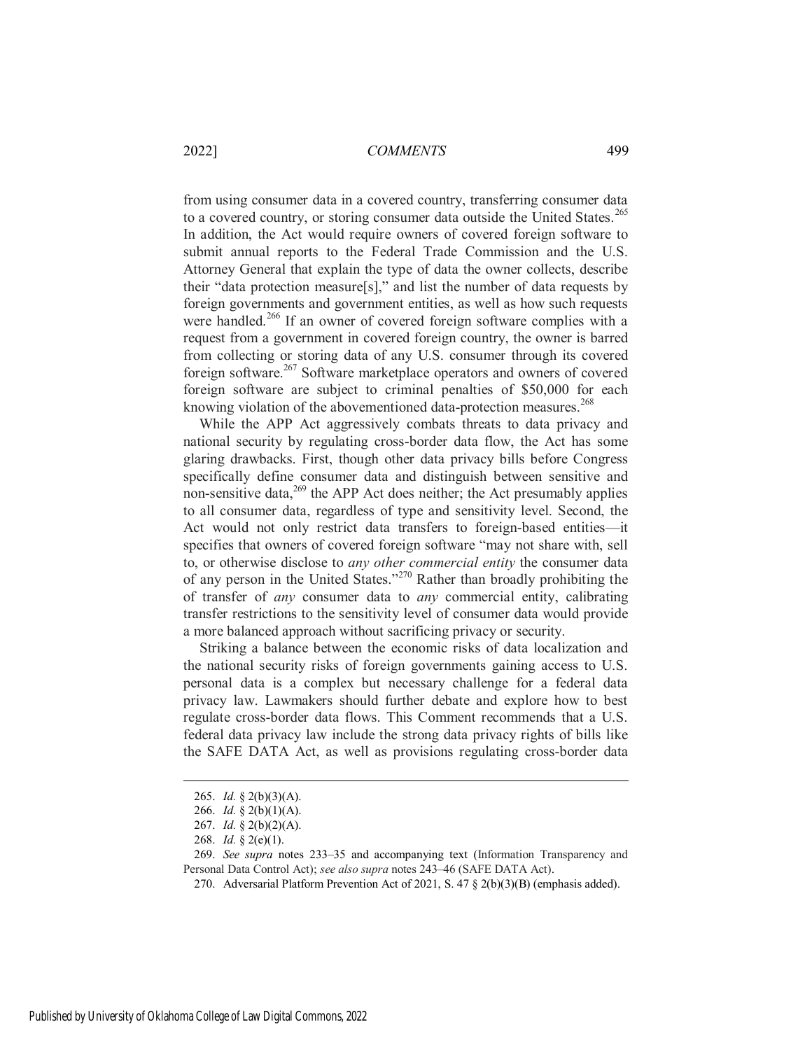from using consumer data in a covered country, transferring consumer data to a covered country, or storing consumer data outside the United States.[265] In addition, the Act would require owners of covered foreign software to submit annual reports to the Federal Trade Commission and the U.S. Attorney General that explain the type of data the owner collects, describe their "data protection measure[s]," and list the number of data requests by foreign governments and government entities, as well as how such requests were handled.[266] If an owner of covered foreign software complies with a request from a government in covered foreign country, the owner is barred from collecting or storing data of any U.S. consumer through its covered foreign software.[267] Software marketplace operators and owners of covered foreign software are subject to criminal penalties of $50,000 for each knowing violation of the abovementioned data-protection measures.[268]

While the APP Act aggressively combats threats to data privacy and national security by regulating cross-border data flow, the Act has some glaring drawbacks. First, though other data privacy bills before Congress specifically define consumer data and distinguish between sensitive and non-sensitive data,[269] the APP Act does neither; the Act presumably applies to all consumer data, regardless of type and sensitivity level. Second, the Act would not only restrict data transfers to foreign-based entities—it specifies that owners of covered foreign software "may not share with, sell to, or otherwise disclose to *any other commercial entity* the consumer data of any person in the United States."[270] Rather than broadly prohibiting the of transfer of *any* consumer data to *any* commercial entity, calibrating transfer restrictions to the sensitivity level of consumer data would provide a more balanced approach without sacrificing privacy or security.

Striking a balance between the economic risks of data localization and the national security risks of foreign governments gaining access to U.S. personal data is a complex but necessary challenge for a federal data privacy law. Lawmakers should further debate and explore how to best regulate cross-border data flows. This Comment recommends that a U.S. federal data privacy law include the strong data privacy rights of bills like the SAFE DATA Act, as well as provisions regulating cross-border data

---

265. *Id.* § 2(b)(3)(A).

266. *Id.* § 2(b)(1)(A).

267. *Id.* § 2(b)(2)(A).

268. *Id.* § 2(e)(1).

269. *See supra* notes 233–35 and accompanying text (Information Transparency and Personal Data Control Act); *see also supra* notes 243–46 (SAFE DATA Act).

270. Adversarial Platform Prevention Act of 2021, S. 47 § 2(b)(3)(B) (emphasis added).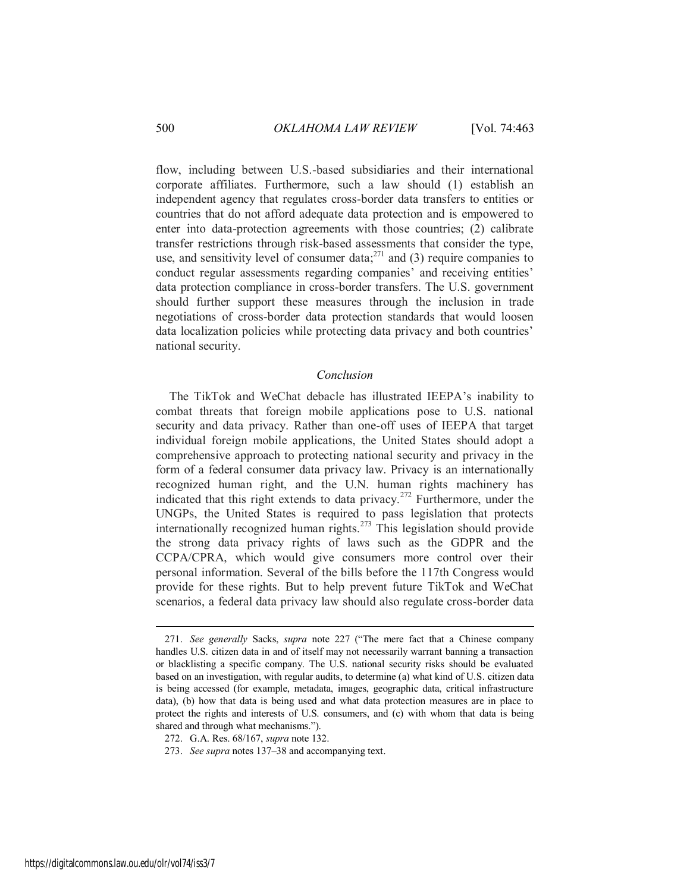flow, including between U.S.-based subsidiaries and their international corporate affiliates. Furthermore, such a law should (1) establish an independent agency that regulates cross-border data transfers to entities or countries that do not afford adequate data protection and is empowered to enter into data-protection agreements with those countries; (2) calibrate transfer restrictions through risk-based assessments that consider the type, use, and sensitivity level of consumer data;[271] and (3) require companies to conduct regular assessments regarding companies' and receiving entities' data protection compliance in cross-border transfers. The U.S. government should further support these measures through the inclusion in trade negotiations of cross-border data protection standards that would loosen data localization policies while protecting data privacy and both countries' national security.

## *Conclusion*

The TikTok and WeChat debacle has illustrated IEEPA's inability to combat threats that foreign mobile applications pose to U.S. national security and data privacy. Rather than one-off uses of IEEPA that target individual foreign mobile applications, the United States should adopt a comprehensive approach to protecting national security and privacy in the form of a federal consumer data privacy law. Privacy is an internationally recognized human right, and the U.N. human rights machinery has indicated that this right extends to data privacy.[272] Furthermore, under the UNGPs, the United States is required to pass legislation that protects internationally recognized human rights.[273] This legislation should provide the strong data privacy rights of laws such as the GDPR and the CCPA/CPRA, which would give consumers more control over their personal information. Several of the bills before the 117th Congress would provide for these rights. But to help prevent future TikTok and WeChat scenarios, a federal data privacy law should also regulate cross-border data

---

271. *See generally* Sacks, *supra* note 227 ("The mere fact that a Chinese company handles U.S. citizen data in and of itself may not necessarily warrant banning a transaction or blacklisting a specific company. The U.S. national security risks should be evaluated based on an investigation, with regular audits, to determine (a) what kind of U.S. citizen data is being accessed (for example, metadata, images, geographic data, critical infrastructure data), (b) how that data is being used and what data protection measures are in place to protect the rights and interests of U.S. consumers, and (c) with whom that data is being shared and through what mechanisms.").

272. G.A. Res. 68/167, *supra* note 132.

273. *See supra* notes 137–38 and accompanying text.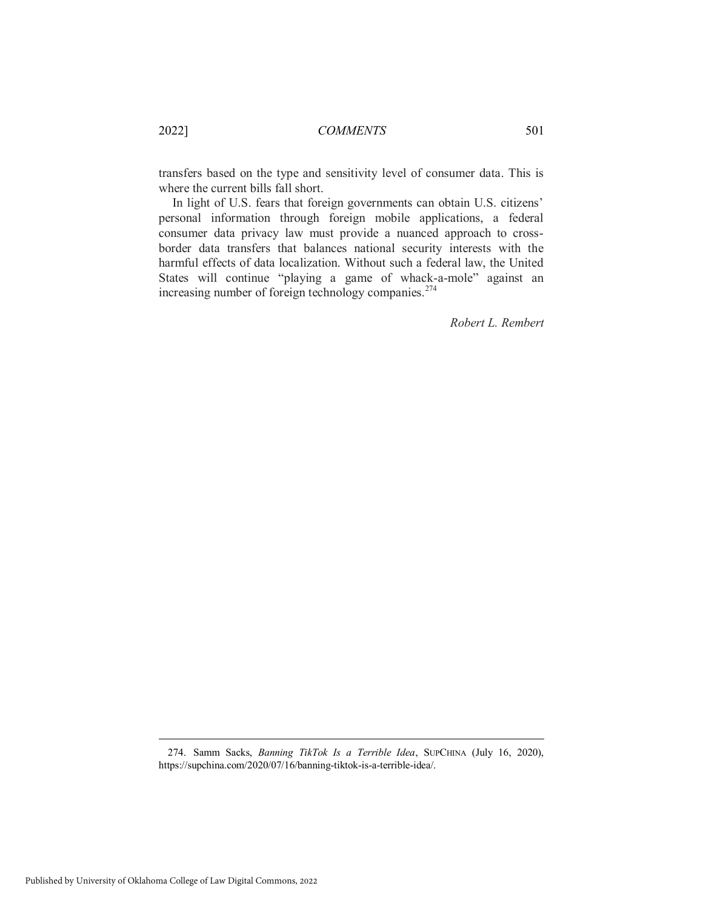transfers based on the type and sensitivity level of consumer data. This is where the current bills fall short.

In light of U.S. fears that foreign governments can obtain U.S. citizens' personal information through foreign mobile applications, a federal consumer data privacy law must provide a nuanced approach to cross-border data transfers that balances national security interests with the harmful effects of data localization. Without such a federal law, the United States will continue "playing a game of whack-a-mole" against an increasing number of foreign technology companies.[274]

*Robert L. Rembert*

---

274. Samm Sacks, *Banning TikTok Is a Terrible Idea*, SUPCHINA (July 16, 2020), https://supchina.com/2020/07/16/banning-tiktok-is-a-terrible-idea/.